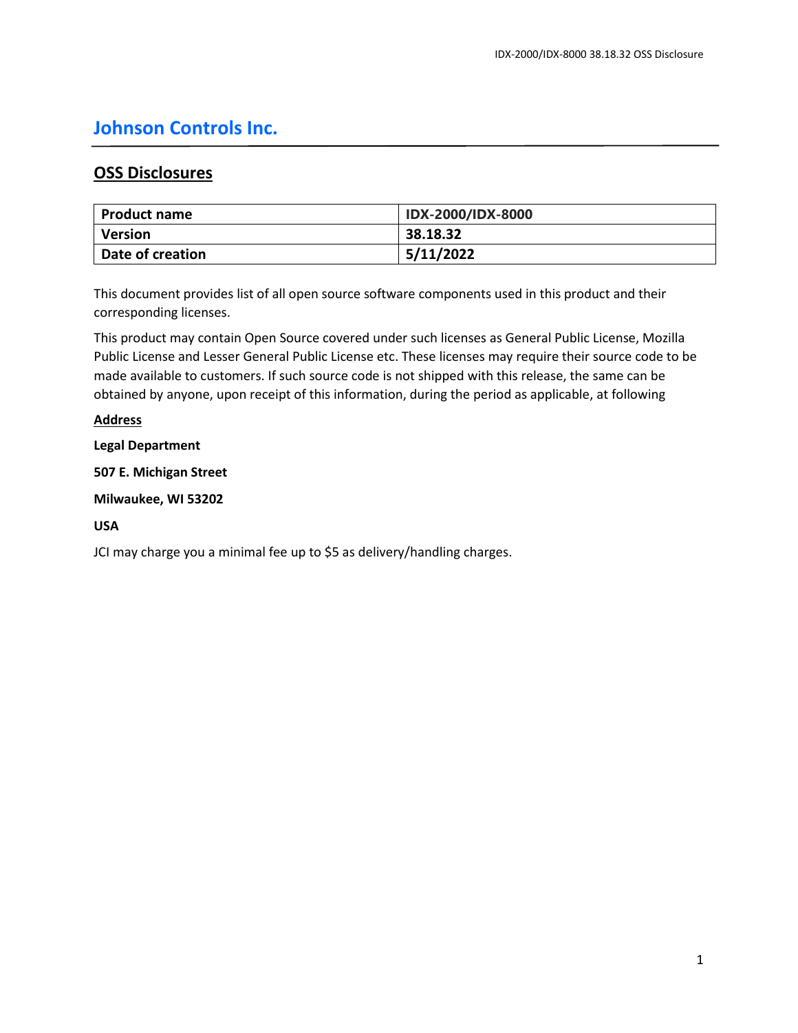# Johnson Controls Inc.

## OSS Disclosures

| Product name | IDX-2000/IDX-8000 |
|---|---|
| Version | 38.18.32 |
| Date of creation | 5/11/2022 |

This document provides list of all open source software components used in this product and their corresponding licenses.

This product may contain Open Source covered under such licenses as General Public License, Mozilla Public License and Lesser General Public License etc. These licenses may require their source code to be made available to customers. If such source code is not shipped with this release, the same can be obtained by anyone, upon receipt of this information, during the period as applicable, at following

**Address**

**Legal Department**

**507 E. Michigan Street**

**Milwaukee, WI 53202**

**USA**

JCI may charge you a minimal fee up to $5 as delivery/handling charges.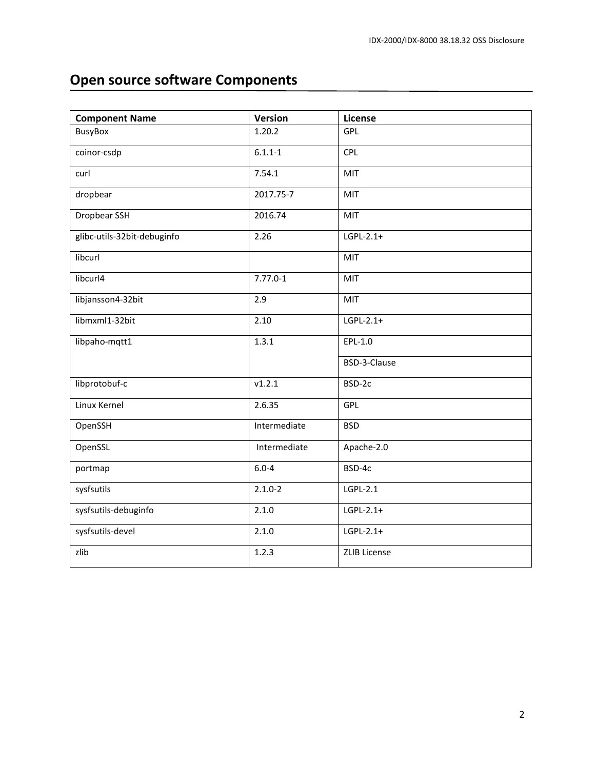# Open source software Components

| Component Name | Version | License |
| --- | --- | --- |
| BusyBox | 1.20.2 | GPL |
| coinor-csdp | 6.1.1-1 | CPL |
| curl | 7.54.1 | MIT |
| dropbear | 2017.75-7 | MIT |
| Dropbear SSH | 2016.74 | MIT |
| glibc-utils-32bit-debuginfo | 2.26 | LGPL-2.1+ |
| libcurl | | MIT |
| libcurl4 | 7.77.0-1 | MIT |
| libjansson4-32bit | 2.9 | MIT |
| libmxml1-32bit | 2.10 | LGPL-2.1+ |
| libpaho-mqtt1 | 1.3.1 | EPL-1.0 |
| | | BSD-3-Clause |
| libprotobuf-c | v1.2.1 | BSD-2c |
| Linux Kernel | 2.6.35 | GPL |
| OpenSSH | Intermediate | BSD |
| OpenSSL | Intermediate | Apache-2.0 |
| portmap | 6.0-4 | BSD-4c |
| sysfsutils | 2.1.0-2 | LGPL-2.1 |
| sysfsutils-debuginfo | 2.1.0 | LGPL-2.1+ |
| sysfsutils-devel | 2.1.0 | LGPL-2.1+ |
| zlib | 1.2.3 | ZLIB License |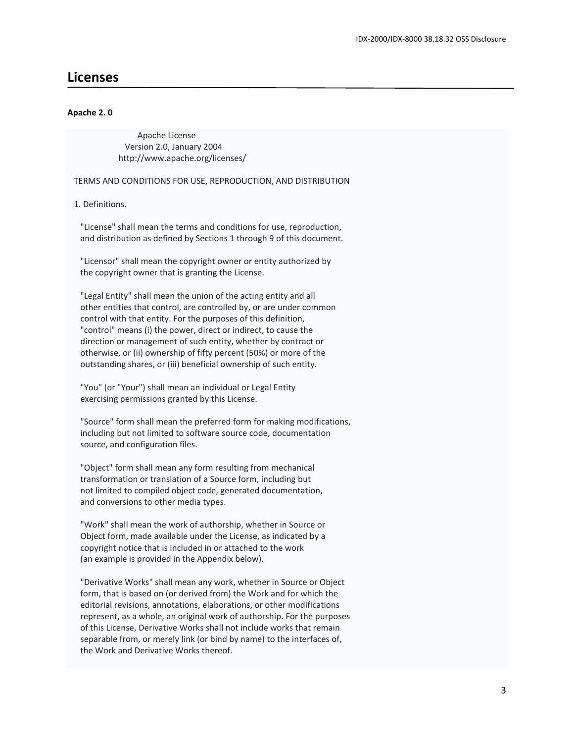# Licenses

**Apache 2. 0**

```
                 Apache License
               Version 2.0, January 2004
            http://www.apache.org/licenses/

TERMS AND CONDITIONS FOR USE, REPRODUCTION, AND DISTRIBUTION

1. Definitions.

   "License" shall mean the terms and conditions for use, reproduction,
   and distribution as defined by Sections 1 through 9 of this document.

   "Licensor" shall mean the copyright owner or entity authorized by
   the copyright owner that is granting the License.

   "Legal Entity" shall mean the union of the acting entity and all
   other entities that control, are controlled by, or are under common
   control with that entity. For the purposes of this definition,
   "control" means (i) the power, direct or indirect, to cause the
   direction or management of such entity, whether by contract or
   otherwise, or (ii) ownership of fifty percent (50%) or more of the
   outstanding shares, or (iii) beneficial ownership of such entity.

   "You" (or "Your") shall mean an individual or Legal Entity
   exercising permissions granted by this License.

   "Source" form shall mean the preferred form for making modifications,
   including but not limited to software source code, documentation
   source, and configuration files.

   "Object" form shall mean any form resulting from mechanical
   transformation or translation of a Source form, including but
   not limited to compiled object code, generated documentation,
   and conversions to other media types.

   "Work" shall mean the work of authorship, whether in Source or
   Object form, made available under the License, as indicated by a
   copyright notice that is included in or attached to the work
   (an example is provided in the Appendix below).

   "Derivative Works" shall mean any work, whether in Source or Object
   form, that is based on (or derived from) the Work and for which the
   editorial revisions, annotations, elaborations, or other modifications
   represent, as a whole, an original work of authorship. For the purposes
   of this License, Derivative Works shall not include works that remain
   separable from, or merely link (or bind by name) to the interfaces of,
   the Work and Derivative Works thereof.
```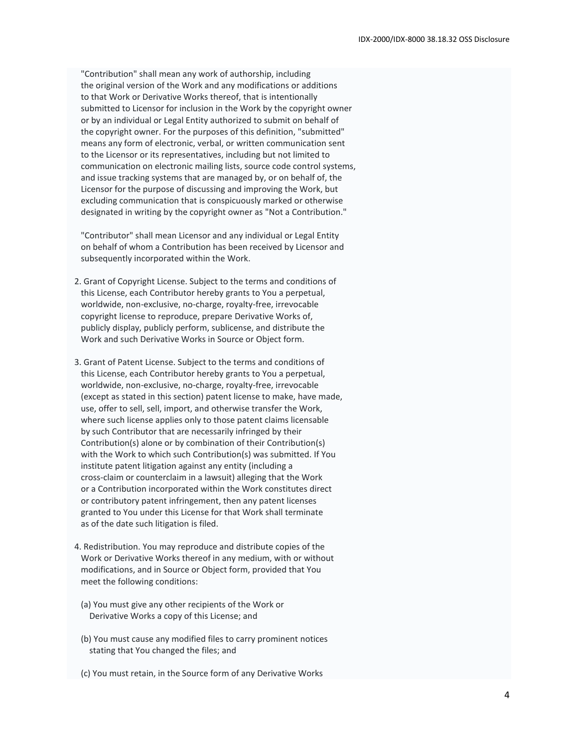"Contribution" shall mean any work of authorship, including the original version of the Work and any modifications or additions to that Work or Derivative Works thereof, that is intentionally submitted to Licensor for inclusion in the Work by the copyright owner or by an individual or Legal Entity authorized to submit on behalf of the copyright owner. For the purposes of this definition, "submitted" means any form of electronic, verbal, or written communication sent to the Licensor or its representatives, including but not limited to communication on electronic mailing lists, source code control systems, and issue tracking systems that are managed by, or on behalf of, the Licensor for the purpose of discussing and improving the Work, but excluding communication that is conspicuously marked or otherwise designated in writing by the copyright owner as "Not a Contribution."

"Contributor" shall mean Licensor and any individual or Legal Entity on behalf of whom a Contribution has been received by Licensor and subsequently incorporated within the Work.

2. Grant of Copyright License. Subject to the terms and conditions of this License, each Contributor hereby grants to You a perpetual, worldwide, non-exclusive, no-charge, royalty-free, irrevocable copyright license to reproduce, prepare Derivative Works of, publicly display, publicly perform, sublicense, and distribute the Work and such Derivative Works in Source or Object form.

3. Grant of Patent License. Subject to the terms and conditions of this License, each Contributor hereby grants to You a perpetual, worldwide, non-exclusive, no-charge, royalty-free, irrevocable (except as stated in this section) patent license to make, have made, use, offer to sell, sell, import, and otherwise transfer the Work, where such license applies only to those patent claims licensable by such Contributor that are necessarily infringed by their Contribution(s) alone or by combination of their Contribution(s) with the Work to which such Contribution(s) was submitted. If You institute patent litigation against any entity (including a cross-claim or counterclaim in a lawsuit) alleging that the Work or a Contribution incorporated within the Work constitutes direct or contributory patent infringement, then any patent licenses granted to You under this License for that Work shall terminate as of the date such litigation is filed.

4. Redistribution. You may reproduce and distribute copies of the Work or Derivative Works thereof in any medium, with or without modifications, and in Source or Object form, provided that You meet the following conditions:

   (a) You must give any other recipients of the Work or Derivative Works a copy of this License; and

   (b) You must cause any modified files to carry prominent notices stating that You changed the files; and

   (c) You must retain, in the Source form of any Derivative Works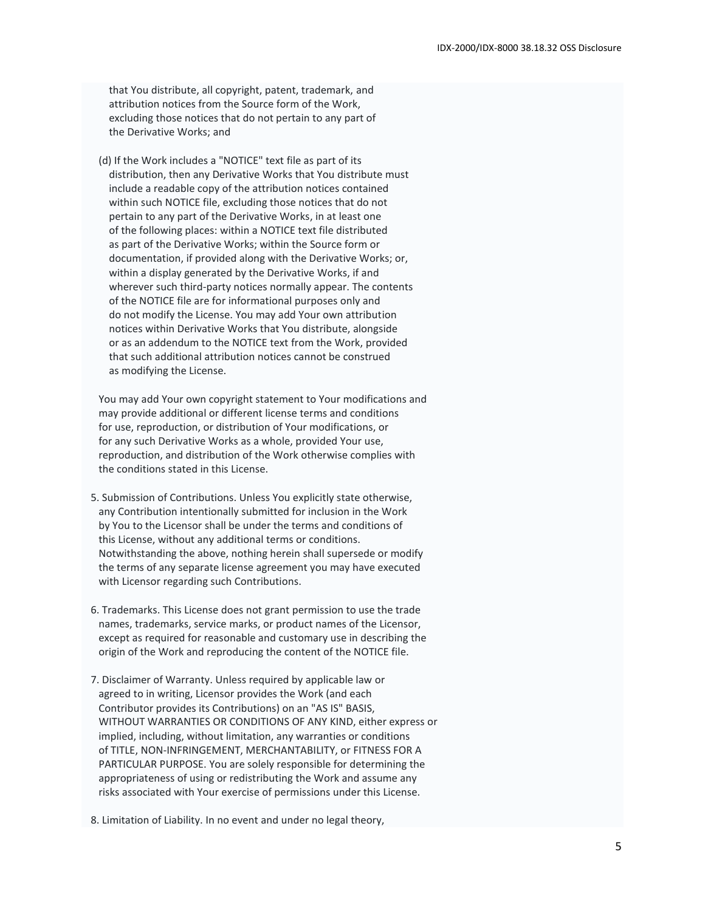that You distribute, all copyright, patent, trademark, and attribution notices from the Source form of the Work, excluding those notices that do not pertain to any part of the Derivative Works; and

(d) If the Work includes a "NOTICE" text file as part of its distribution, then any Derivative Works that You distribute must include a readable copy of the attribution notices contained within such NOTICE file, excluding those notices that do not pertain to any part of the Derivative Works, in at least one of the following places: within a NOTICE text file distributed as part of the Derivative Works; within the Source form or documentation, if provided along with the Derivative Works; or, within a display generated by the Derivative Works, if and wherever such third-party notices normally appear. The contents of the NOTICE file are for informational purposes only and do not modify the License. You may add Your own attribution notices within Derivative Works that You distribute, alongside or as an addendum to the NOTICE text from the Work, provided that such additional attribution notices cannot be construed as modifying the License.

You may add Your own copyright statement to Your modifications and may provide additional or different license terms and conditions for use, reproduction, or distribution of Your modifications, or for any such Derivative Works as a whole, provided Your use, reproduction, and distribution of the Work otherwise complies with the conditions stated in this License.

5. Submission of Contributions. Unless You explicitly state otherwise, any Contribution intentionally submitted for inclusion in the Work by You to the Licensor shall be under the terms and conditions of this License, without any additional terms or conditions. Notwithstanding the above, nothing herein shall supersede or modify the terms of any separate license agreement you may have executed with Licensor regarding such Contributions.

6. Trademarks. This License does not grant permission to use the trade names, trademarks, service marks, or product names of the Licensor, except as required for reasonable and customary use in describing the origin of the Work and reproducing the content of the NOTICE file.

7. Disclaimer of Warranty. Unless required by applicable law or agreed to in writing, Licensor provides the Work (and each Contributor provides its Contributions) on an "AS IS" BASIS, WITHOUT WARRANTIES OR CONDITIONS OF ANY KIND, either express or implied, including, without limitation, any warranties or conditions of TITLE, NON-INFRINGEMENT, MERCHANTABILITY, or FITNESS FOR A PARTICULAR PURPOSE. You are solely responsible for determining the appropriateness of using or redistributing the Work and assume any risks associated with Your exercise of permissions under this License.

8. Limitation of Liability. In no event and under no legal theory,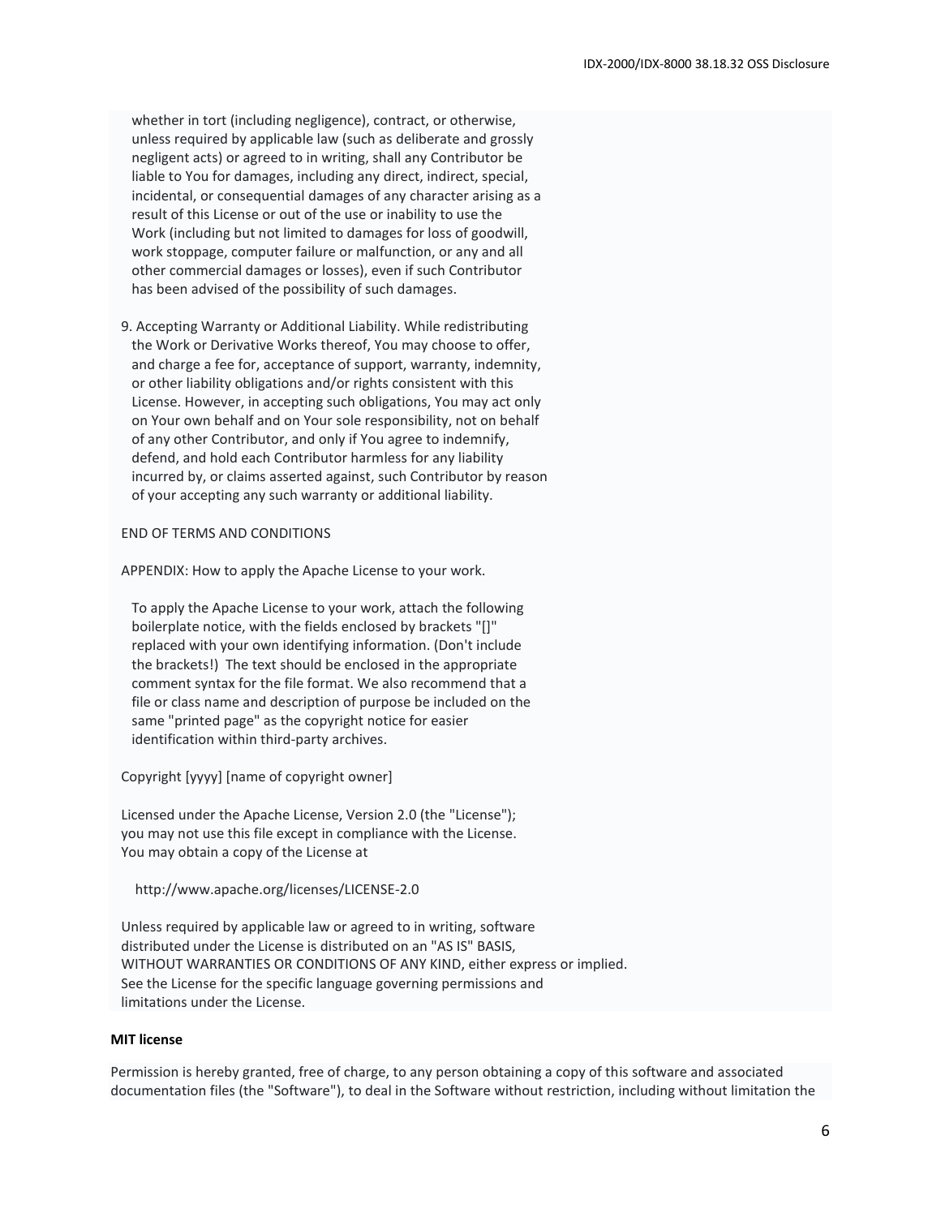whether in tort (including negligence), contract, or otherwise, unless required by applicable law (such as deliberate and grossly negligent acts) or agreed to in writing, shall any Contributor be liable to You for damages, including any direct, indirect, special, incidental, or consequential damages of any character arising as a result of this License or out of the use or inability to use the Work (including but not limited to damages for loss of goodwill, work stoppage, computer failure or malfunction, or any and all other commercial damages or losses), even if such Contributor has been advised of the possibility of such damages.

9. Accepting Warranty or Additional Liability. While redistributing the Work or Derivative Works thereof, You may choose to offer, and charge a fee for, acceptance of support, warranty, indemnity, or other liability obligations and/or rights consistent with this License. However, in accepting such obligations, You may act only on Your own behalf and on Your sole responsibility, not on behalf of any other Contributor, and only if You agree to indemnify, defend, and hold each Contributor harmless for any liability incurred by, or claims asserted against, such Contributor by reason of your accepting any such warranty or additional liability.

END OF TERMS AND CONDITIONS

APPENDIX: How to apply the Apache License to your work.

To apply the Apache License to your work, attach the following boilerplate notice, with the fields enclosed by brackets "[]" replaced with your own identifying information. (Don't include the brackets!) The text should be enclosed in the appropriate comment syntax for the file format. We also recommend that a file or class name and description of purpose be included on the same "printed page" as the copyright notice for easier identification within third-party archives.

Copyright [yyyy] [name of copyright owner]

Licensed under the Apache License, Version 2.0 (the "License");
you may not use this file except in compliance with the License.
You may obtain a copy of the License at

http://www.apache.org/licenses/LICENSE-2.0

Unless required by applicable law or agreed to in writing, software
distributed under the License is distributed on an "AS IS" BASIS,
WITHOUT WARRANTIES OR CONDITIONS OF ANY KIND, either express or implied.
See the License for the specific language governing permissions and
limitations under the License.

**MIT license**

Permission is hereby granted, free of charge, to any person obtaining a copy of this software and associated documentation files (the "Software"), to deal in the Software without restriction, including without limitation the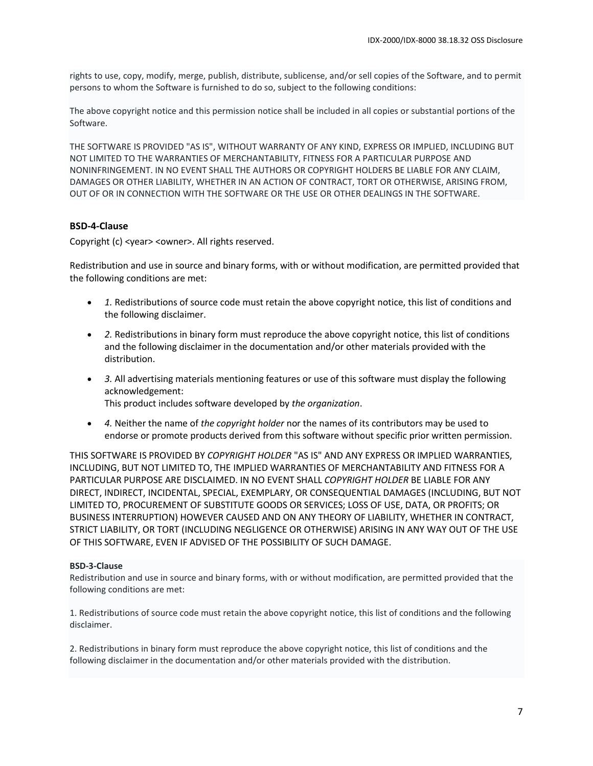rights to use, copy, modify, merge, publish, distribute, sublicense, and/or sell copies of the Software, and to permit persons to whom the Software is furnished to do so, subject to the following conditions:

The above copyright notice and this permission notice shall be included in all copies or substantial portions of the Software.

THE SOFTWARE IS PROVIDED "AS IS", WITHOUT WARRANTY OF ANY KIND, EXPRESS OR IMPLIED, INCLUDING BUT NOT LIMITED TO THE WARRANTIES OF MERCHANTABILITY, FITNESS FOR A PARTICULAR PURPOSE AND NONINFRINGEMENT. IN NO EVENT SHALL THE AUTHORS OR COPYRIGHT HOLDERS BE LIABLE FOR ANY CLAIM, DAMAGES OR OTHER LIABILITY, WHETHER IN AN ACTION OF CONTRACT, TORT OR OTHERWISE, ARISING FROM, OUT OF OR IN CONNECTION WITH THE SOFTWARE OR THE USE OR OTHER DEALINGS IN THE SOFTWARE.

### BSD-4-Clause

Copyright (c) <year> <owner>. All rights reserved.

Redistribution and use in source and binary forms, with or without modification, are permitted provided that the following conditions are met:

- *1.* Redistributions of source code must retain the above copyright notice, this list of conditions and the following disclaimer.
- *2.* Redistributions in binary form must reproduce the above copyright notice, this list of conditions and the following disclaimer in the documentation and/or other materials provided with the distribution.
- *3.* All advertising materials mentioning features or use of this software must display the following acknowledgement:
  This product includes software developed by *the organization*.
- *4.* Neither the name of *the copyright holder* nor the names of its contributors may be used to endorse or promote products derived from this software without specific prior written permission.

THIS SOFTWARE IS PROVIDED BY *COPYRIGHT HOLDER* "AS IS" AND ANY EXPRESS OR IMPLIED WARRANTIES, INCLUDING, BUT NOT LIMITED TO, THE IMPLIED WARRANTIES OF MERCHANTABILITY AND FITNESS FOR A PARTICULAR PURPOSE ARE DISCLAIMED. IN NO EVENT SHALL *COPYRIGHT HOLDER* BE LIABLE FOR ANY DIRECT, INDIRECT, INCIDENTAL, SPECIAL, EXEMPLARY, OR CONSEQUENTIAL DAMAGES (INCLUDING, BUT NOT LIMITED TO, PROCUREMENT OF SUBSTITUTE GOODS OR SERVICES; LOSS OF USE, DATA, OR PROFITS; OR BUSINESS INTERRUPTION) HOWEVER CAUSED AND ON ANY THEORY OF LIABILITY, WHETHER IN CONTRACT, STRICT LIABILITY, OR TORT (INCLUDING NEGLIGENCE OR OTHERWISE) ARISING IN ANY WAY OUT OF THE USE OF THIS SOFTWARE, EVEN IF ADVISED OF THE POSSIBILITY OF SUCH DAMAGE.

#### BSD-3-Clause

Redistribution and use in source and binary forms, with or without modification, are permitted provided that the following conditions are met:

1. Redistributions of source code must retain the above copyright notice, this list of conditions and the following disclaimer.

2. Redistributions in binary form must reproduce the above copyright notice, this list of conditions and the following disclaimer in the documentation and/or other materials provided with the distribution.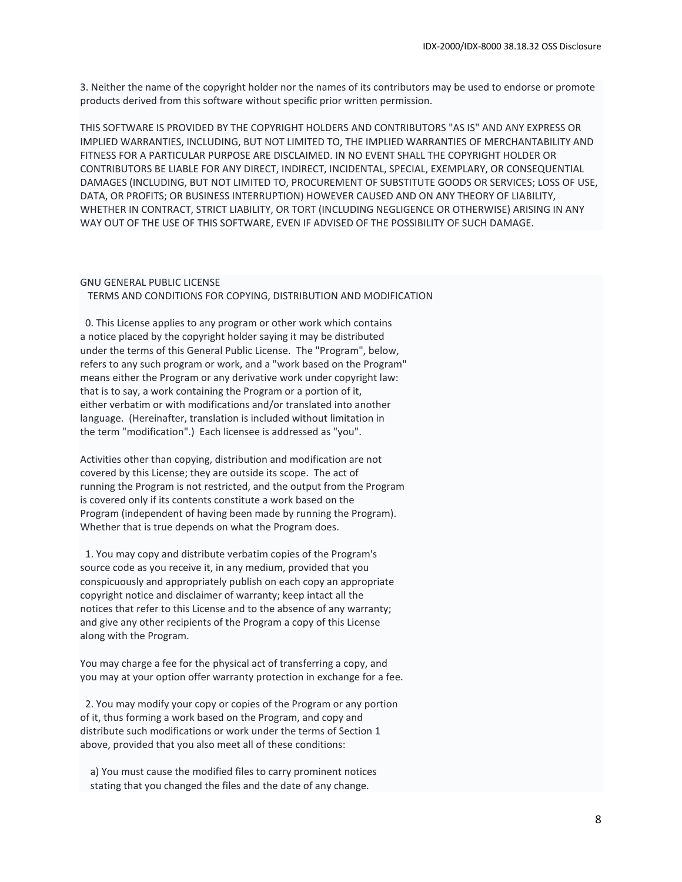3. Neither the name of the copyright holder nor the names of its contributors may be used to endorse or promote products derived from this software without specific prior written permission.

THIS SOFTWARE IS PROVIDED BY THE COPYRIGHT HOLDERS AND CONTRIBUTORS "AS IS" AND ANY EXPRESS OR IMPLIED WARRANTIES, INCLUDING, BUT NOT LIMITED TO, THE IMPLIED WARRANTIES OF MERCHANTABILITY AND FITNESS FOR A PARTICULAR PURPOSE ARE DISCLAIMED. IN NO EVENT SHALL THE COPYRIGHT HOLDER OR CONTRIBUTORS BE LIABLE FOR ANY DIRECT, INDIRECT, INCIDENTAL, SPECIAL, EXEMPLARY, OR CONSEQUENTIAL DAMAGES (INCLUDING, BUT NOT LIMITED TO, PROCUREMENT OF SUBSTITUTE GOODS OR SERVICES; LOSS OF USE, DATA, OR PROFITS; OR BUSINESS INTERRUPTION) HOWEVER CAUSED AND ON ANY THEORY OF LIABILITY, WHETHER IN CONTRACT, STRICT LIABILITY, OR TORT (INCLUDING NEGLIGENCE OR OTHERWISE) ARISING IN ANY WAY OUT OF THE USE OF THIS SOFTWARE, EVEN IF ADVISED OF THE POSSIBILITY OF SUCH DAMAGE.

GNU GENERAL PUBLIC LICENSE
TERMS AND CONDITIONS FOR COPYING, DISTRIBUTION AND MODIFICATION

0. This License applies to any program or other work which contains a notice placed by the copyright holder saying it may be distributed under the terms of this General Public License. The "Program", below, refers to any such program or work, and a "work based on the Program" means either the Program or any derivative work under copyright law: that is to say, a work containing the Program or a portion of it, either verbatim or with modifications and/or translated into another language. (Hereinafter, translation is included without limitation in the term "modification".) Each licensee is addressed as "you".

Activities other than copying, distribution and modification are not covered by this License; they are outside its scope. The act of running the Program is not restricted, and the output from the Program is covered only if its contents constitute a work based on the Program (independent of having been made by running the Program). Whether that is true depends on what the Program does.

1. You may copy and distribute verbatim copies of the Program's source code as you receive it, in any medium, provided that you conspicuously and appropriately publish on each copy an appropriate copyright notice and disclaimer of warranty; keep intact all the notices that refer to this License and to the absence of any warranty; and give any other recipients of the Program a copy of this License along with the Program.

You may charge a fee for the physical act of transferring a copy, and you may at your option offer warranty protection in exchange for a fee.

2. You may modify your copy or copies of the Program or any portion of it, thus forming a work based on the Program, and copy and distribute such modifications or work under the terms of Section 1 above, provided that you also meet all of these conditions:

a) You must cause the modified files to carry prominent notices stating that you changed the files and the date of any change.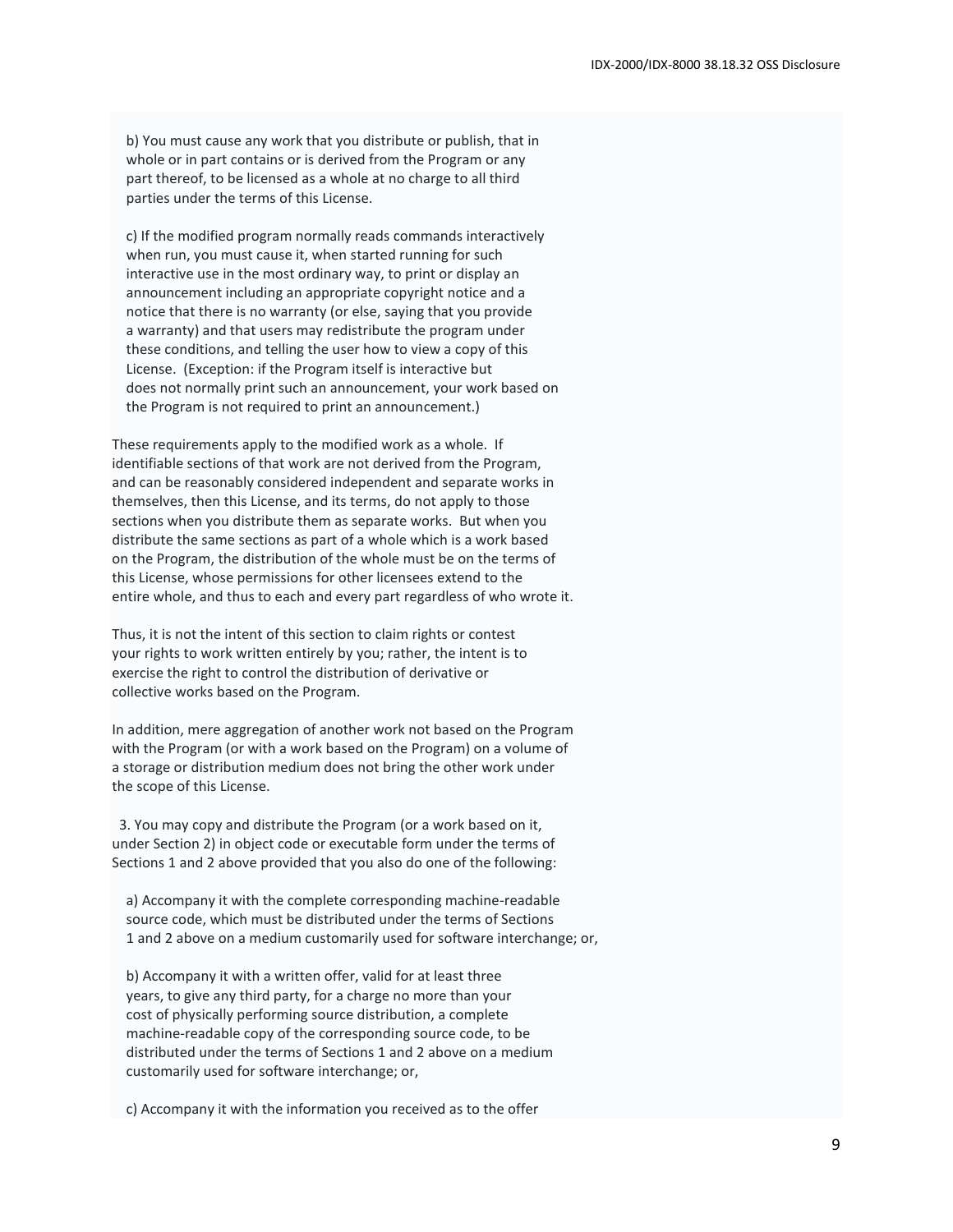b) You must cause any work that you distribute or publish, that in whole or in part contains or is derived from the Program or any part thereof, to be licensed as a whole at no charge to all third parties under the terms of this License.

c) If the modified program normally reads commands interactively when run, you must cause it, when started running for such interactive use in the most ordinary way, to print or display an announcement including an appropriate copyright notice and a notice that there is no warranty (or else, saying that you provide a warranty) and that users may redistribute the program under these conditions, and telling the user how to view a copy of this License. (Exception: if the Program itself is interactive but does not normally print such an announcement, your work based on the Program is not required to print an announcement.)

These requirements apply to the modified work as a whole. If identifiable sections of that work are not derived from the Program, and can be reasonably considered independent and separate works in themselves, then this License, and its terms, do not apply to those sections when you distribute them as separate works. But when you distribute the same sections as part of a whole which is a work based on the Program, the distribution of the whole must be on the terms of this License, whose permissions for other licensees extend to the entire whole, and thus to each and every part regardless of who wrote it.

Thus, it is not the intent of this section to claim rights or contest your rights to work written entirely by you; rather, the intent is to exercise the right to control the distribution of derivative or collective works based on the Program.

In addition, mere aggregation of another work not based on the Program with the Program (or with a work based on the Program) on a volume of a storage or distribution medium does not bring the other work under the scope of this License.

3. You may copy and distribute the Program (or a work based on it, under Section 2) in object code or executable form under the terms of Sections 1 and 2 above provided that you also do one of the following:

a) Accompany it with the complete corresponding machine-readable source code, which must be distributed under the terms of Sections 1 and 2 above on a medium customarily used for software interchange; or,

b) Accompany it with a written offer, valid for at least three years, to give any third party, for a charge no more than your cost of physically performing source distribution, a complete machine-readable copy of the corresponding source code, to be distributed under the terms of Sections 1 and 2 above on a medium customarily used for software interchange; or,

c) Accompany it with the information you received as to the offer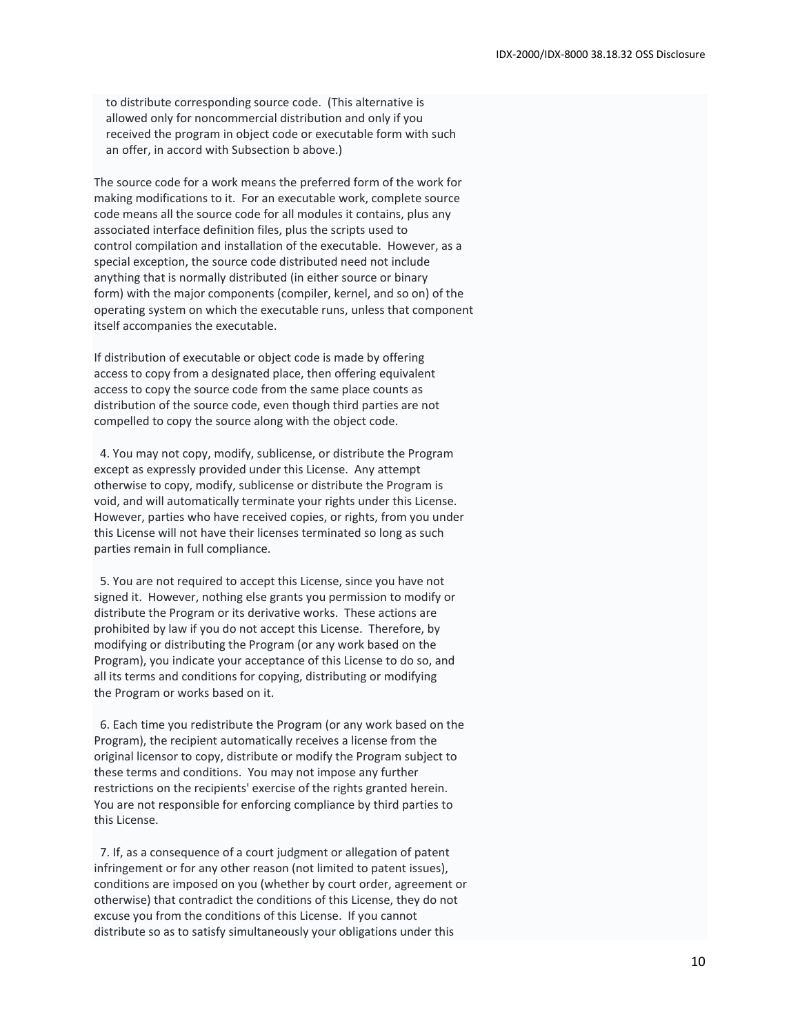to distribute corresponding source code. (This alternative is allowed only for noncommercial distribution and only if you received the program in object code or executable form with such an offer, in accord with Subsection b above.)

The source code for a work means the preferred form of the work for making modifications to it. For an executable work, complete source code means all the source code for all modules it contains, plus any associated interface definition files, plus the scripts used to control compilation and installation of the executable. However, as a special exception, the source code distributed need not include anything that is normally distributed (in either source or binary form) with the major components (compiler, kernel, and so on) of the operating system on which the executable runs, unless that component itself accompanies the executable.

If distribution of executable or object code is made by offering access to copy from a designated place, then offering equivalent access to copy the source code from the same place counts as distribution of the source code, even though third parties are not compelled to copy the source along with the object code.

4. You may not copy, modify, sublicense, or distribute the Program except as expressly provided under this License. Any attempt otherwise to copy, modify, sublicense or distribute the Program is void, and will automatically terminate your rights under this License. However, parties who have received copies, or rights, from you under this License will not have their licenses terminated so long as such parties remain in full compliance.

5. You are not required to accept this License, since you have not signed it. However, nothing else grants you permission to modify or distribute the Program or its derivative works. These actions are prohibited by law if you do not accept this License. Therefore, by modifying or distributing the Program (or any work based on the Program), you indicate your acceptance of this License to do so, and all its terms and conditions for copying, distributing or modifying the Program or works based on it.

6. Each time you redistribute the Program (or any work based on the Program), the recipient automatically receives a license from the original licensor to copy, distribute or modify the Program subject to these terms and conditions. You may not impose any further restrictions on the recipients' exercise of the rights granted herein. You are not responsible for enforcing compliance by third parties to this License.

7. If, as a consequence of a court judgment or allegation of patent infringement or for any other reason (not limited to patent issues), conditions are imposed on you (whether by court order, agreement or otherwise) that contradict the conditions of this License, they do not excuse you from the conditions of this License. If you cannot distribute so as to satisfy simultaneously your obligations under this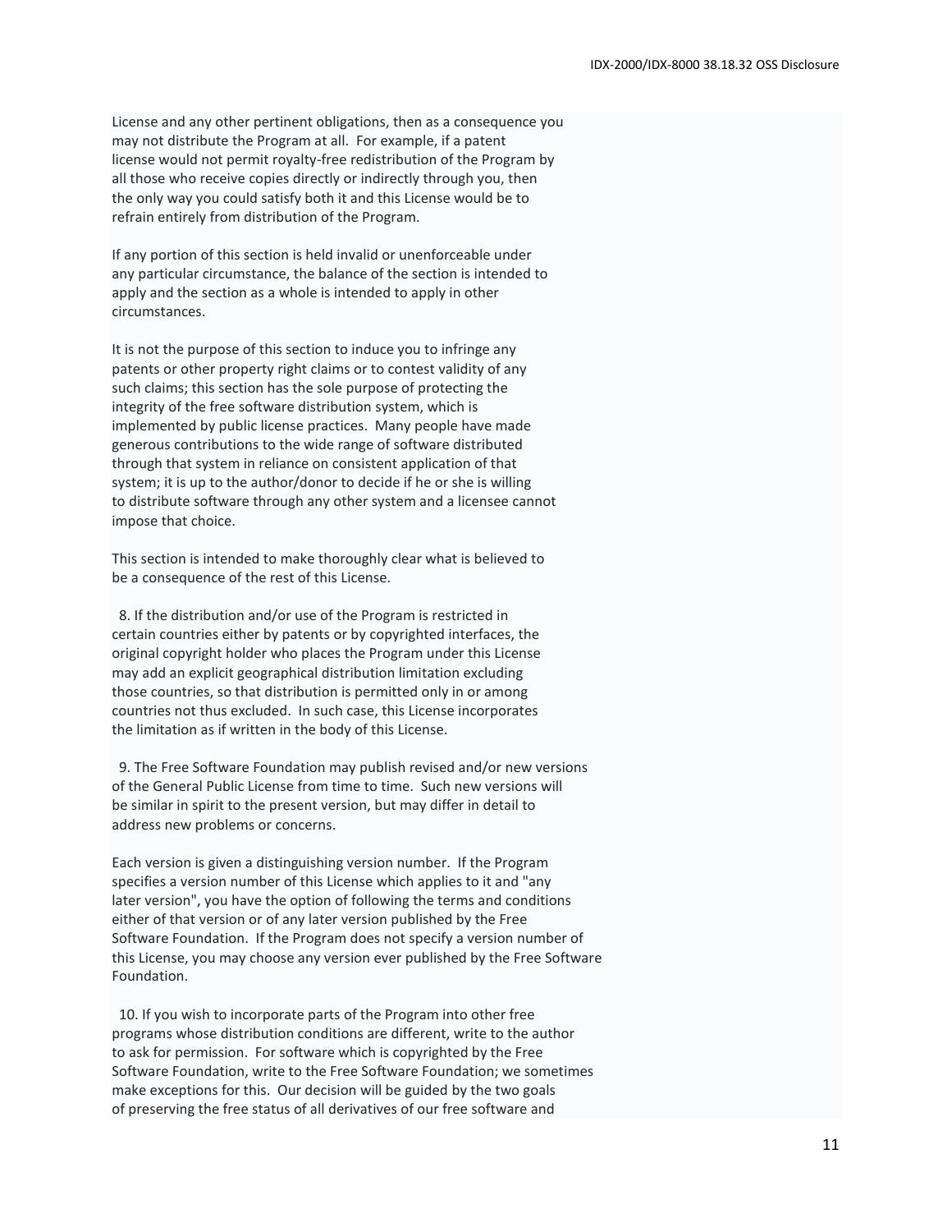License and any other pertinent obligations, then as a consequence you may not distribute the Program at all. For example, if a patent license would not permit royalty-free redistribution of the Program by all those who receive copies directly or indirectly through you, then the only way you could satisfy both it and this License would be to refrain entirely from distribution of the Program.

If any portion of this section is held invalid or unenforceable under any particular circumstance, the balance of the section is intended to apply and the section as a whole is intended to apply in other circumstances.

It is not the purpose of this section to induce you to infringe any patents or other property right claims or to contest validity of any such claims; this section has the sole purpose of protecting the integrity of the free software distribution system, which is implemented by public license practices. Many people have made generous contributions to the wide range of software distributed through that system in reliance on consistent application of that system; it is up to the author/donor to decide if he or she is willing to distribute software through any other system and a licensee cannot impose that choice.

This section is intended to make thoroughly clear what is believed to be a consequence of the rest of this License.

8. If the distribution and/or use of the Program is restricted in certain countries either by patents or by copyrighted interfaces, the original copyright holder who places the Program under this License may add an explicit geographical distribution limitation excluding those countries, so that distribution is permitted only in or among countries not thus excluded. In such case, this License incorporates the limitation as if written in the body of this License.

9. The Free Software Foundation may publish revised and/or new versions of the General Public License from time to time. Such new versions will be similar in spirit to the present version, but may differ in detail to address new problems or concerns.

Each version is given a distinguishing version number. If the Program specifies a version number of this License which applies to it and "any later version", you have the option of following the terms and conditions either of that version or of any later version published by the Free Software Foundation. If the Program does not specify a version number of this License, you may choose any version ever published by the Free Software Foundation.

10. If you wish to incorporate parts of the Program into other free programs whose distribution conditions are different, write to the author to ask for permission. For software which is copyrighted by the Free Software Foundation, write to the Free Software Foundation; we sometimes make exceptions for this. Our decision will be guided by the two goals of preserving the free status of all derivatives of our free software and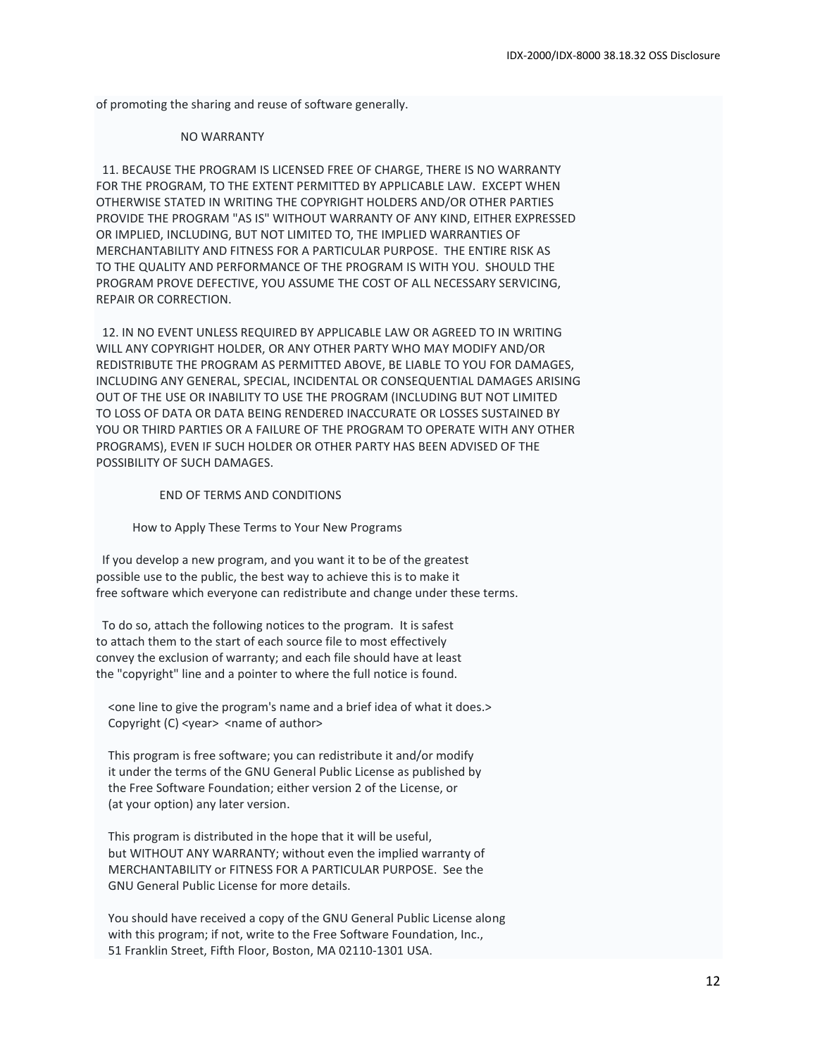of promoting the sharing and reuse of software generally.

NO WARRANTY

11. BECAUSE THE PROGRAM IS LICENSED FREE OF CHARGE, THERE IS NO WARRANTY FOR THE PROGRAM, TO THE EXTENT PERMITTED BY APPLICABLE LAW. EXCEPT WHEN OTHERWISE STATED IN WRITING THE COPYRIGHT HOLDERS AND/OR OTHER PARTIES PROVIDE THE PROGRAM "AS IS" WITHOUT WARRANTY OF ANY KIND, EITHER EXPRESSED OR IMPLIED, INCLUDING, BUT NOT LIMITED TO, THE IMPLIED WARRANTIES OF MERCHANTABILITY AND FITNESS FOR A PARTICULAR PURPOSE. THE ENTIRE RISK AS TO THE QUALITY AND PERFORMANCE OF THE PROGRAM IS WITH YOU. SHOULD THE PROGRAM PROVE DEFECTIVE, YOU ASSUME THE COST OF ALL NECESSARY SERVICING, REPAIR OR CORRECTION.

12. IN NO EVENT UNLESS REQUIRED BY APPLICABLE LAW OR AGREED TO IN WRITING WILL ANY COPYRIGHT HOLDER, OR ANY OTHER PARTY WHO MAY MODIFY AND/OR REDISTRIBUTE THE PROGRAM AS PERMITTED ABOVE, BE LIABLE TO YOU FOR DAMAGES, INCLUDING ANY GENERAL, SPECIAL, INCIDENTAL OR CONSEQUENTIAL DAMAGES ARISING OUT OF THE USE OR INABILITY TO USE THE PROGRAM (INCLUDING BUT NOT LIMITED TO LOSS OF DATA OR DATA BEING RENDERED INACCURATE OR LOSSES SUSTAINED BY YOU OR THIRD PARTIES OR A FAILURE OF THE PROGRAM TO OPERATE WITH ANY OTHER PROGRAMS), EVEN IF SUCH HOLDER OR OTHER PARTY HAS BEEN ADVISED OF THE POSSIBILITY OF SUCH DAMAGES.

END OF TERMS AND CONDITIONS

How to Apply These Terms to Your New Programs

If you develop a new program, and you want it to be of the greatest possible use to the public, the best way to achieve this is to make it free software which everyone can redistribute and change under these terms.

To do so, attach the following notices to the program. It is safest to attach them to the start of each source file to most effectively convey the exclusion of warranty; and each file should have at least the "copyright" line and a pointer to where the full notice is found.

<one line to give the program's name and a brief idea of what it does.>
Copyright (C) <year> <name of author>

This program is free software; you can redistribute it and/or modify it under the terms of the GNU General Public License as published by the Free Software Foundation; either version 2 of the License, or (at your option) any later version.

This program is distributed in the hope that it will be useful, but WITHOUT ANY WARRANTY; without even the implied warranty of MERCHANTABILITY or FITNESS FOR A PARTICULAR PURPOSE. See the GNU General Public License for more details.

You should have received a copy of the GNU General Public License along with this program; if not, write to the Free Software Foundation, Inc., 51 Franklin Street, Fifth Floor, Boston, MA 02110-1301 USA.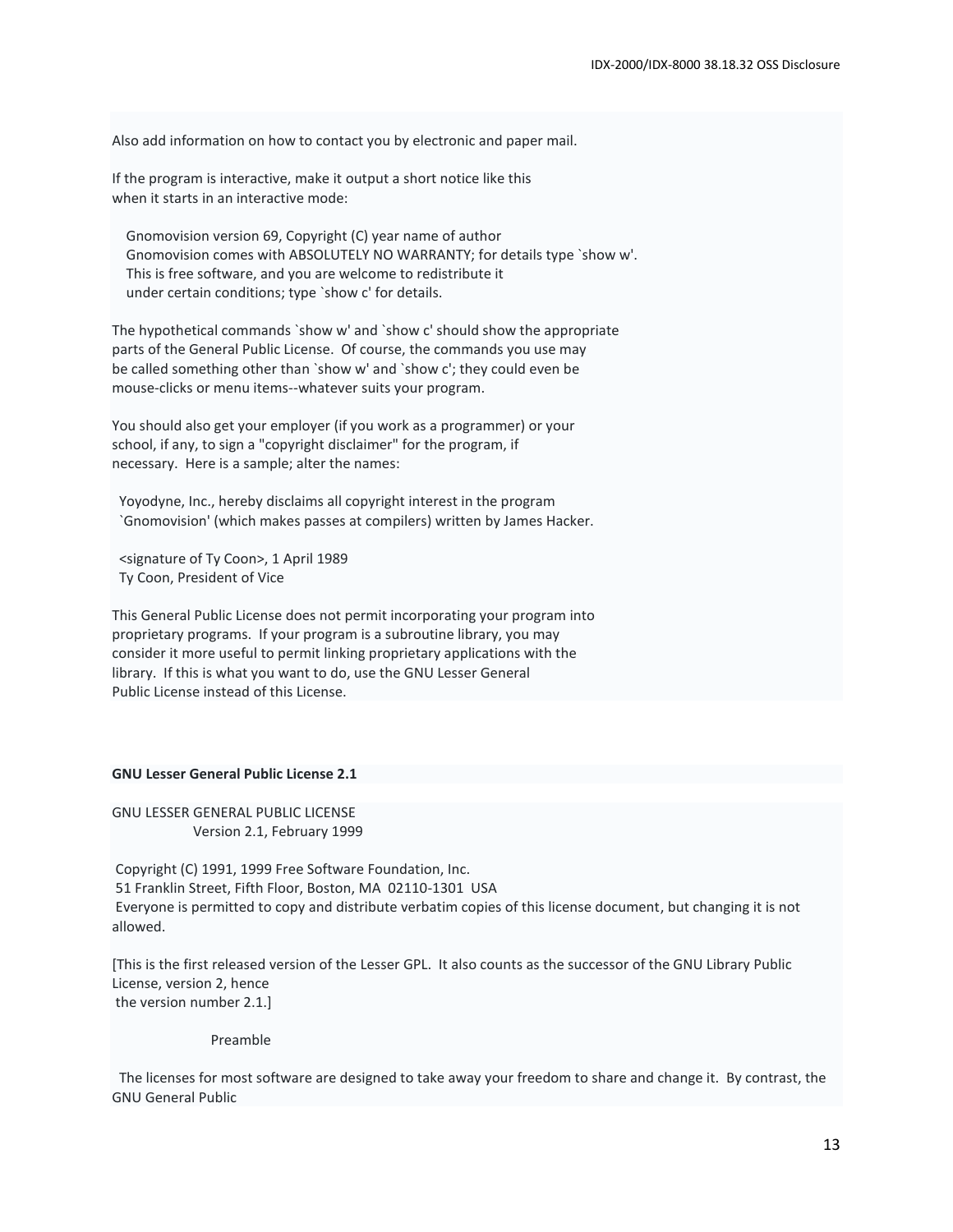Also add information on how to contact you by electronic and paper mail.

If the program is interactive, make it output a short notice like this
when it starts in an interactive mode:

```
Gnomovision version 69, Copyright (C) year name of author
Gnomovision comes with ABSOLUTELY NO WARRANTY; for details type `show w'.
This is free software, and you are welcome to redistribute it
under certain conditions; type `show c' for details.
```

The hypothetical commands `show w' and `show c' should show the appropriate
parts of the General Public License. Of course, the commands you use may
be called something other than `show w' and `show c'; they could even be
mouse-clicks or menu items--whatever suits your program.

You should also get your employer (if you work as a programmer) or your
school, if any, to sign a "copyright disclaimer" for the program, if
necessary. Here is a sample; alter the names:

```
Yoyodyne, Inc., hereby disclaims all copyright interest in the program
`Gnomovision' (which makes passes at compilers) written by James Hacker.

<signature of Ty Coon>, 1 April 1989
Ty Coon, President of Vice
```

This General Public License does not permit incorporating your program into
proprietary programs. If your program is a subroutine library, you may
consider it more useful to permit linking proprietary applications with the
library. If this is what you want to do, use the GNU Lesser General
Public License instead of this License.

**GNU Lesser General Public License 2.1**

GNU LESSER GENERAL PUBLIC LICENSE
Version 2.1, February 1999

Copyright (C) 1991, 1999 Free Software Foundation, Inc.
51 Franklin Street, Fifth Floor, Boston, MA 02110-1301 USA
Everyone is permitted to copy and distribute verbatim copies of this license document, but changing it is not allowed.

[This is the first released version of the Lesser GPL. It also counts as the successor of the GNU Library Public License, version 2, hence
the version number 2.1.]

Preamble

The licenses for most software are designed to take away your freedom to share and change it. By contrast, the GNU General Public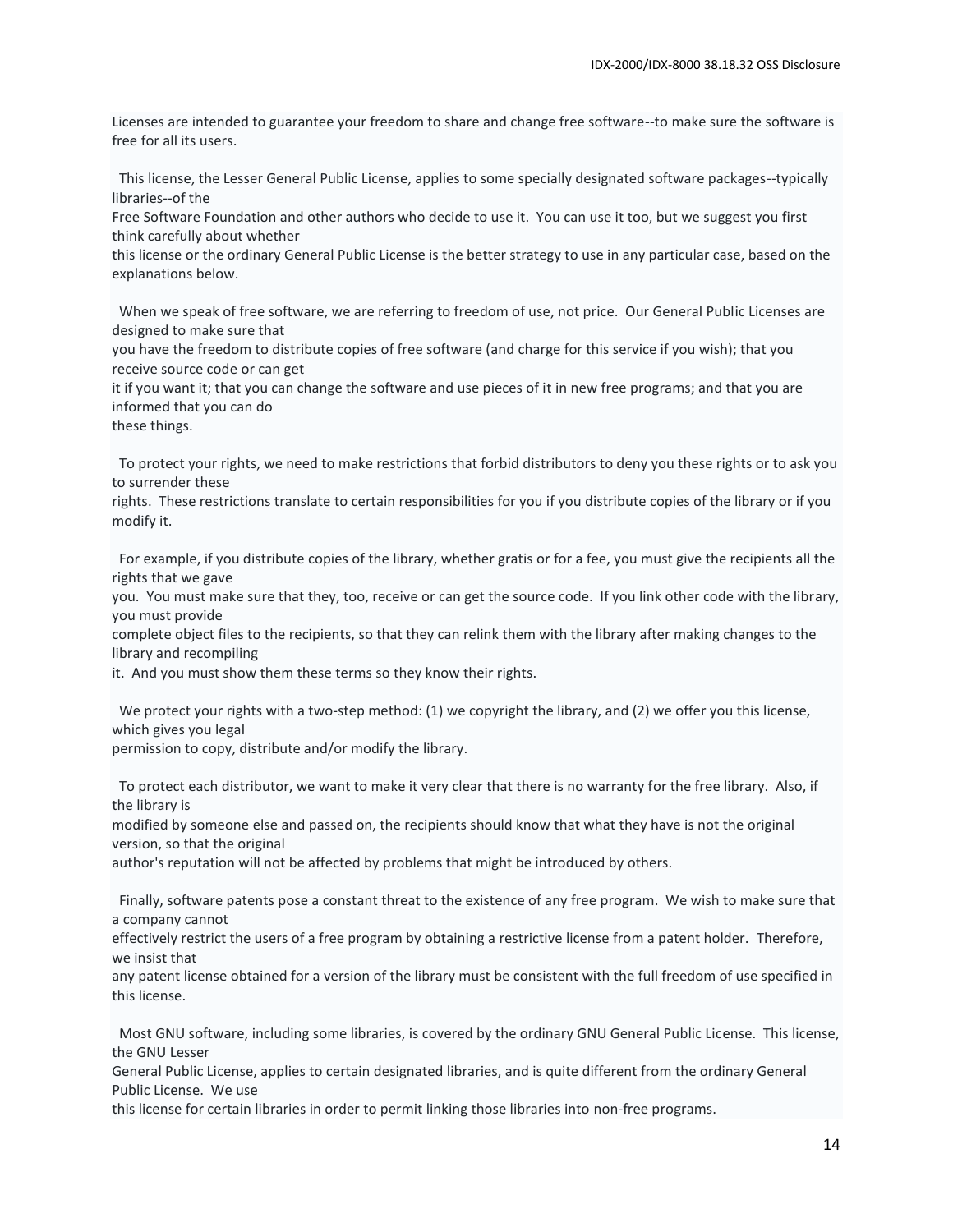Licenses are intended to guarantee your freedom to share and change free software--to make sure the software is free for all its users.

This license, the Lesser General Public License, applies to some specially designated software packages--typically libraries--of the
Free Software Foundation and other authors who decide to use it. You can use it too, but we suggest you first think carefully about whether
this license or the ordinary General Public License is the better strategy to use in any particular case, based on the explanations below.

When we speak of free software, we are referring to freedom of use, not price. Our General Public Licenses are designed to make sure that
you have the freedom to distribute copies of free software (and charge for this service if you wish); that you receive source code or can get
it if you want it; that you can change the software and use pieces of it in new free programs; and that you are informed that you can do
these things.

To protect your rights, we need to make restrictions that forbid distributors to deny you these rights or to ask you to surrender these
rights. These restrictions translate to certain responsibilities for you if you distribute copies of the library or if you modify it.

For example, if you distribute copies of the library, whether gratis or for a fee, you must give the recipients all the rights that we gave
you. You must make sure that they, too, receive or can get the source code. If you link other code with the library, you must provide
complete object files to the recipients, so that they can relink them with the library after making changes to the library and recompiling
it. And you must show them these terms so they know their rights.

We protect your rights with a two-step method: (1) we copyright the library, and (2) we offer you this license, which gives you legal
permission to copy, distribute and/or modify the library.

To protect each distributor, we want to make it very clear that there is no warranty for the free library. Also, if the library is
modified by someone else and passed on, the recipients should know that what they have is not the original version, so that the original
author's reputation will not be affected by problems that might be introduced by others.

Finally, software patents pose a constant threat to the existence of any free program. We wish to make sure that a company cannot
effectively restrict the users of a free program by obtaining a restrictive license from a patent holder. Therefore, we insist that
any patent license obtained for a version of the library must be consistent with the full freedom of use specified in this license.

Most GNU software, including some libraries, is covered by the ordinary GNU General Public License. This license, the GNU Lesser
General Public License, applies to certain designated libraries, and is quite different from the ordinary General Public License. We use
this license for certain libraries in order to permit linking those libraries into non-free programs.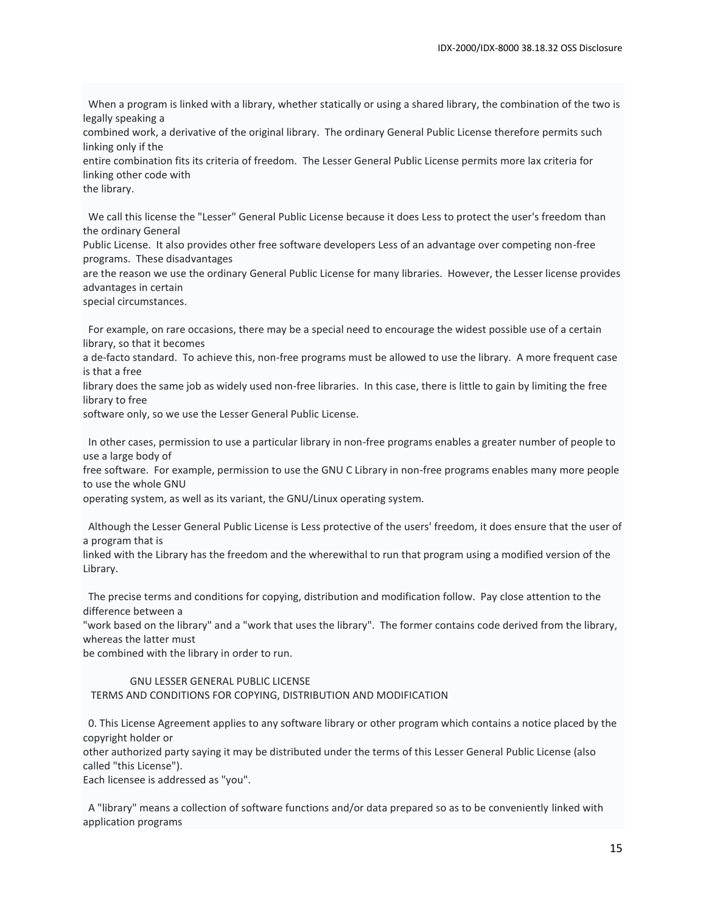When a program is linked with a library, whether statically or using a shared library, the combination of the two is legally speaking a combined work, a derivative of the original library. The ordinary General Public License therefore permits such linking only if the entire combination fits its criteria of freedom. The Lesser General Public License permits more lax criteria for linking other code with the library.

We call this license the "Lesser" General Public License because it does Less to protect the user's freedom than the ordinary General Public License. It also provides other free software developers Less of an advantage over competing non-free programs. These disadvantages are the reason we use the ordinary General Public License for many libraries. However, the Lesser license provides advantages in certain special circumstances.

For example, on rare occasions, there may be a special need to encourage the widest possible use of a certain library, so that it becomes a de-facto standard. To achieve this, non-free programs must be allowed to use the library. A more frequent case is that a free library does the same job as widely used non-free libraries. In this case, there is little to gain by limiting the free library to free software only, so we use the Lesser General Public License.

In other cases, permission to use a particular library in non-free programs enables a greater number of people to use a large body of free software. For example, permission to use the GNU C Library in non-free programs enables many more people to use the whole GNU operating system, as well as its variant, the GNU/Linux operating system.

Although the Lesser General Public License is Less protective of the users' freedom, it does ensure that the user of a program that is linked with the Library has the freedom and the wherewithal to run that program using a modified version of the Library.

The precise terms and conditions for copying, distribution and modification follow. Pay close attention to the difference between a "work based on the library" and a "work that uses the library". The former contains code derived from the library, whereas the latter must be combined with the library in order to run.

GNU LESSER GENERAL PUBLIC LICENSE
TERMS AND CONDITIONS FOR COPYING, DISTRIBUTION AND MODIFICATION

0. This License Agreement applies to any software library or other program which contains a notice placed by the copyright holder or other authorized party saying it may be distributed under the terms of this Lesser General Public License (also called "this License"). Each licensee is addressed as "you".

A "library" means a collection of software functions and/or data prepared so as to be conveniently linked with application programs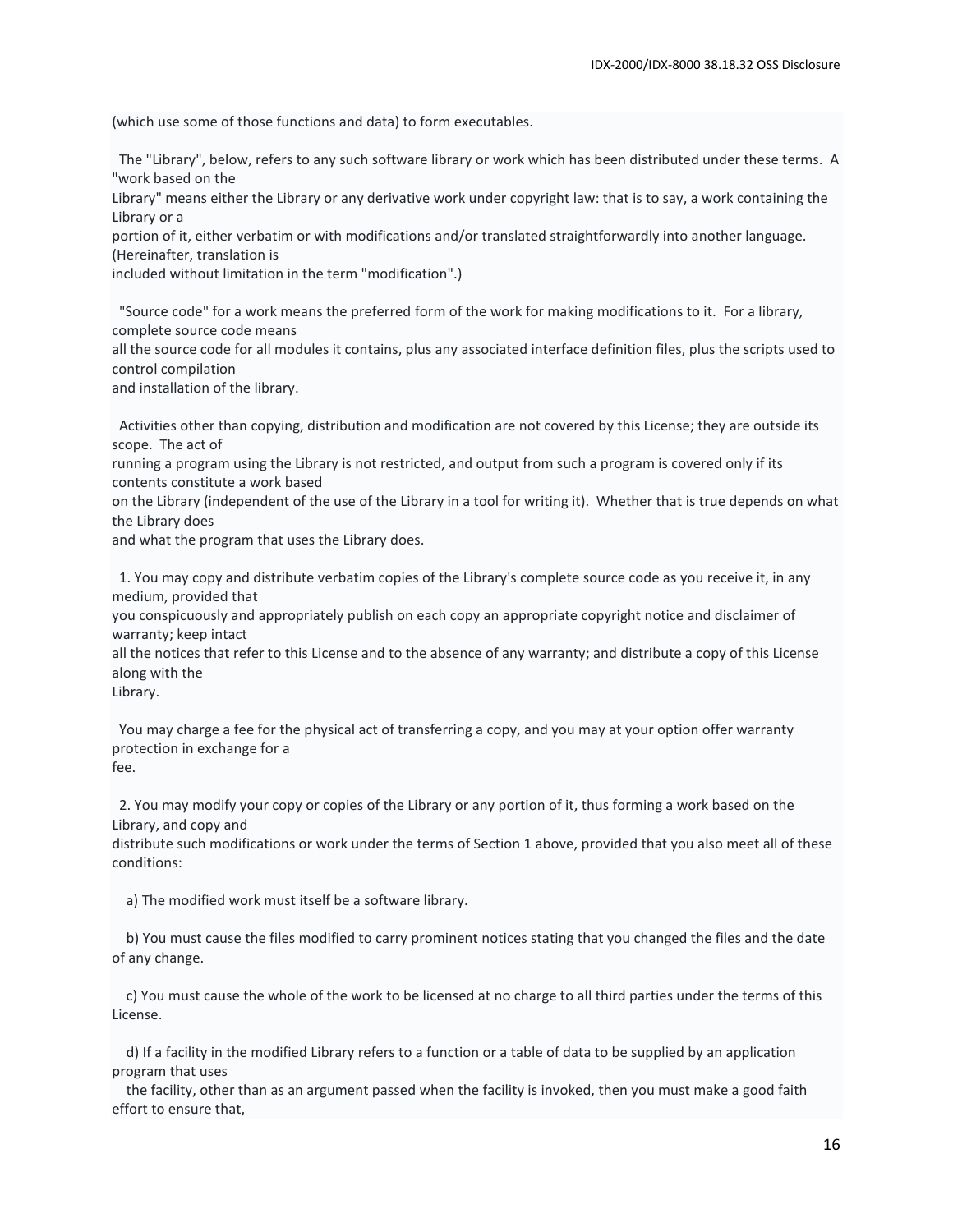(which use some of those functions and data) to form executables.

The "Library", below, refers to any such software library or work which has been distributed under these terms. A "work based on the Library" means either the Library or any derivative work under copyright law: that is to say, a work containing the Library or a portion of it, either verbatim or with modifications and/or translated straightforwardly into another language. (Hereinafter, translation is included without limitation in the term "modification".)

"Source code" for a work means the preferred form of the work for making modifications to it. For a library, complete source code means all the source code for all modules it contains, plus any associated interface definition files, plus the scripts used to control compilation and installation of the library.

Activities other than copying, distribution and modification are not covered by this License; they are outside its scope. The act of running a program using the Library is not restricted, and output from such a program is covered only if its contents constitute a work based on the Library (independent of the use of the Library in a tool for writing it). Whether that is true depends on what the Library does and what the program that uses the Library does.

1. You may copy and distribute verbatim copies of the Library's complete source code as you receive it, in any medium, provided that you conspicuously and appropriately publish on each copy an appropriate copyright notice and disclaimer of warranty; keep intact all the notices that refer to this License and to the absence of any warranty; and distribute a copy of this License along with the Library.

You may charge a fee for the physical act of transferring a copy, and you may at your option offer warranty protection in exchange for a fee.

2. You may modify your copy or copies of the Library or any portion of it, thus forming a work based on the Library, and copy and distribute such modifications or work under the terms of Section 1 above, provided that you also meet all of these conditions:

a) The modified work must itself be a software library.

b) You must cause the files modified to carry prominent notices stating that you changed the files and the date of any change.

c) You must cause the whole of the work to be licensed at no charge to all third parties under the terms of this License.

d) If a facility in the modified Library refers to a function or a table of data to be supplied by an application program that uses the facility, other than as an argument passed when the facility is invoked, then you must make a good faith effort to ensure that,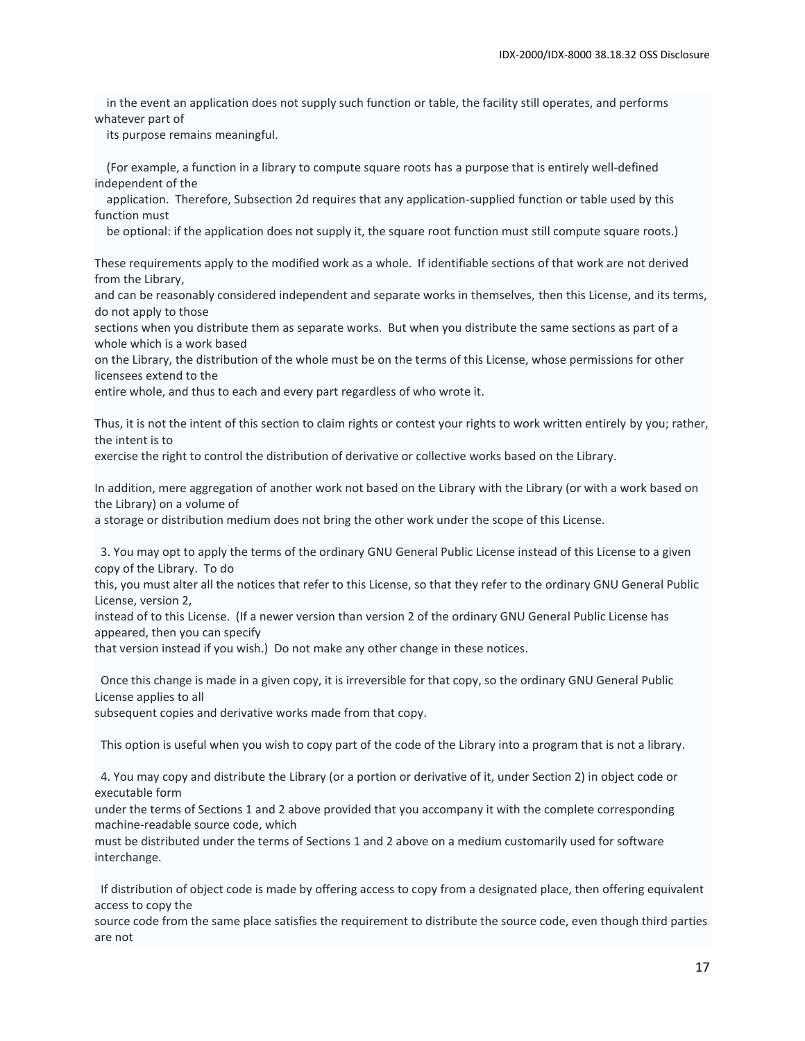in the event an application does not supply such function or table, the facility still operates, and performs whatever part of
its purpose remains meaningful.

(For example, a function in a library to compute square roots has a purpose that is entirely well-defined independent of the
application. Therefore, Subsection 2d requires that any application-supplied function or table used by this function must
be optional: if the application does not supply it, the square root function must still compute square roots.)

These requirements apply to the modified work as a whole. If identifiable sections of that work are not derived from the Library,
and can be reasonably considered independent and separate works in themselves, then this License, and its terms, do not apply to those
sections when you distribute them as separate works. But when you distribute the same sections as part of a whole which is a work based
on the Library, the distribution of the whole must be on the terms of this License, whose permissions for other licensees extend to the
entire whole, and thus to each and every part regardless of who wrote it.

Thus, it is not the intent of this section to claim rights or contest your rights to work written entirely by you; rather, the intent is to
exercise the right to control the distribution of derivative or collective works based on the Library.

In addition, mere aggregation of another work not based on the Library with the Library (or with a work based on the Library) on a volume of
a storage or distribution medium does not bring the other work under the scope of this License.

3. You may opt to apply the terms of the ordinary GNU General Public License instead of this License to a given copy of the Library. To do
this, you must alter all the notices that refer to this License, so that they refer to the ordinary GNU General Public License, version 2,
instead of to this License. (If a newer version than version 2 of the ordinary GNU General Public License has appeared, then you can specify
that version instead if you wish.) Do not make any other change in these notices.

Once this change is made in a given copy, it is irreversible for that copy, so the ordinary GNU General Public License applies to all
subsequent copies and derivative works made from that copy.

This option is useful when you wish to copy part of the code of the Library into a program that is not a library.

4. You may copy and distribute the Library (or a portion or derivative of it, under Section 2) in object code or executable form
under the terms of Sections 1 and 2 above provided that you accompany it with the complete corresponding machine-readable source code, which
must be distributed under the terms of Sections 1 and 2 above on a medium customarily used for software interchange.

If distribution of object code is made by offering access to copy from a designated place, then offering equivalent access to copy the
source code from the same place satisfies the requirement to distribute the source code, even though third parties are not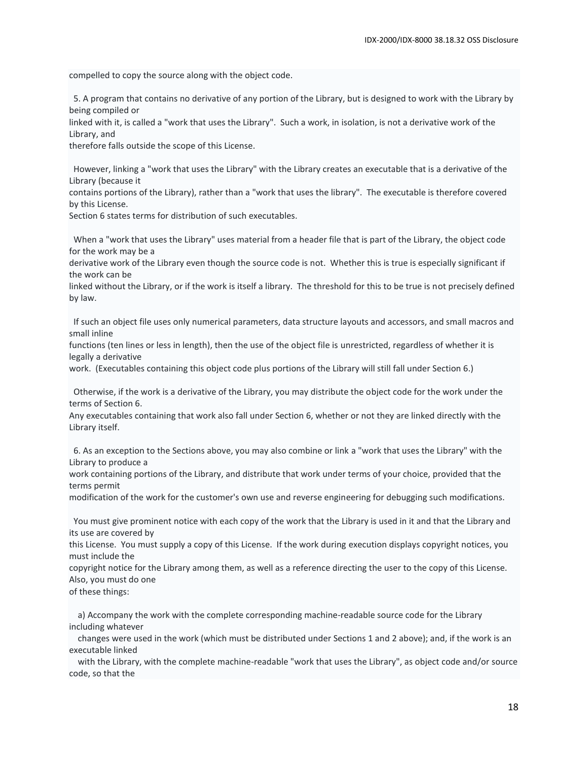compelled to copy the source along with the object code.

5. A program that contains no derivative of any portion of the Library, but is designed to work with the Library by being compiled or linked with it, is called a "work that uses the Library". Such a work, in isolation, is not a derivative work of the Library, and therefore falls outside the scope of this License.

However, linking a "work that uses the Library" with the Library creates an executable that is a derivative of the Library (because it contains portions of the Library), rather than a "work that uses the library". The executable is therefore covered by this License. Section 6 states terms for distribution of such executables.

When a "work that uses the Library" uses material from a header file that is part of the Library, the object code for the work may be a derivative work of the Library even though the source code is not. Whether this is true is especially significant if the work can be linked without the Library, or if the work is itself a library. The threshold for this to be true is not precisely defined by law.

If such an object file uses only numerical parameters, data structure layouts and accessors, and small macros and small inline functions (ten lines or less in length), then the use of the object file is unrestricted, regardless of whether it is legally a derivative work. (Executables containing this object code plus portions of the Library will still fall under Section 6.)

Otherwise, if the work is a derivative of the Library, you may distribute the object code for the work under the terms of Section 6. Any executables containing that work also fall under Section 6, whether or not they are linked directly with the Library itself.

6. As an exception to the Sections above, you may also combine or link a "work that uses the Library" with the Library to produce a work containing portions of the Library, and distribute that work under terms of your choice, provided that the terms permit modification of the work for the customer's own use and reverse engineering for debugging such modifications.

You must give prominent notice with each copy of the work that the Library is used in it and that the Library and its use are covered by this License. You must supply a copy of this License. If the work during execution displays copyright notices, you must include the copyright notice for the Library among them, as well as a reference directing the user to the copy of this License. Also, you must do one of these things:

a) Accompany the work with the complete corresponding machine-readable source code for the Library including whatever changes were used in the work (which must be distributed under Sections 1 and 2 above); and, if the work is an executable linked with the Library, with the complete machine-readable "work that uses the Library", as object code and/or source code, so that the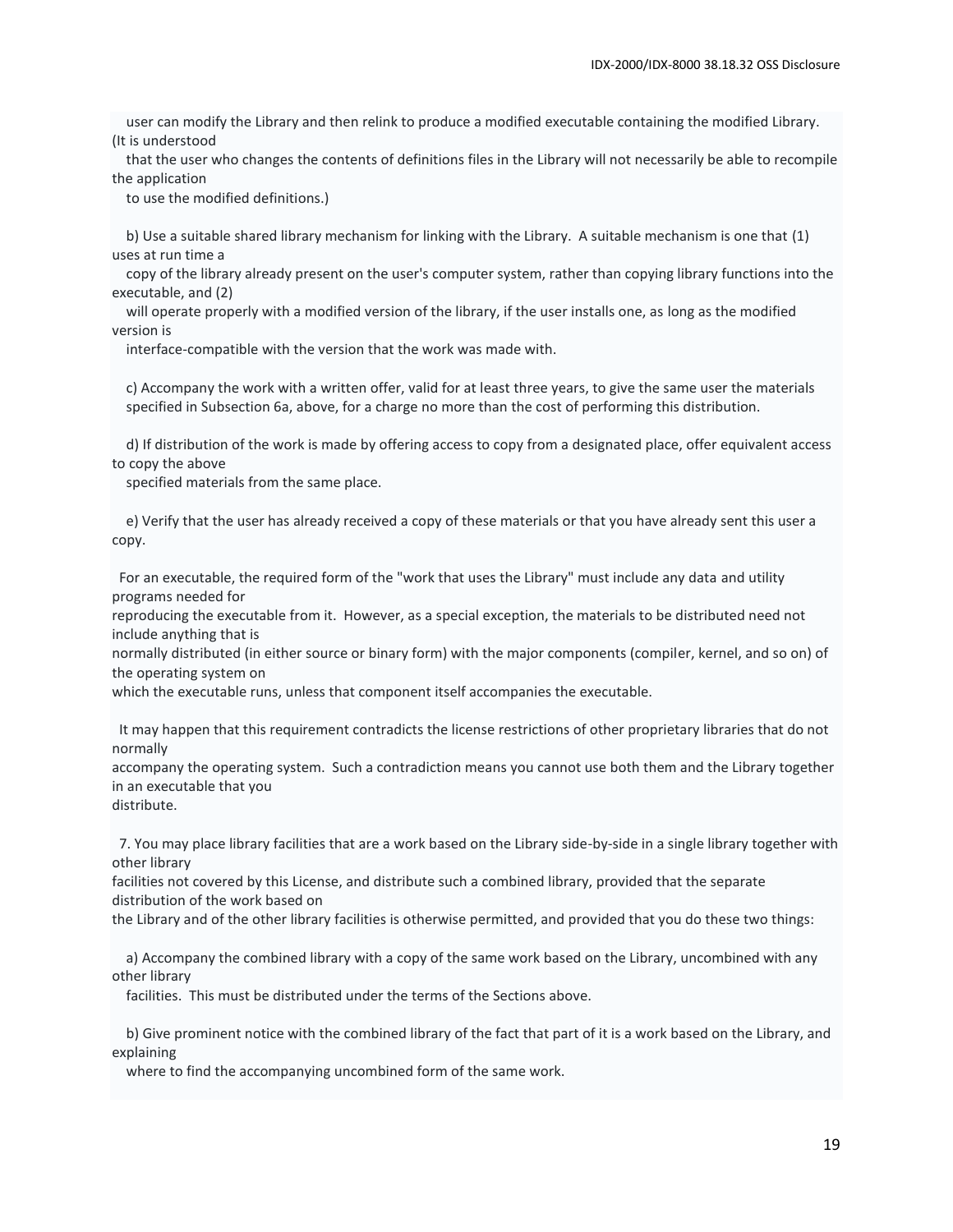user can modify the Library and then relink to produce a modified executable containing the modified Library. (It is understood that the user who changes the contents of definitions files in the Library will not necessarily be able to recompile the application to use the modified definitions.)

b) Use a suitable shared library mechanism for linking with the Library. A suitable mechanism is one that (1) uses at run time a copy of the library already present on the user's computer system, rather than copying library functions into the executable, and (2) will operate properly with a modified version of the library, if the user installs one, as long as the modified version is interface-compatible with the version that the work was made with.

c) Accompany the work with a written offer, valid for at least three years, to give the same user the materials specified in Subsection 6a, above, for a charge no more than the cost of performing this distribution.

d) If distribution of the work is made by offering access to copy from a designated place, offer equivalent access to copy the above specified materials from the same place.

e) Verify that the user has already received a copy of these materials or that you have already sent this user a copy.

For an executable, the required form of the "work that uses the Library" must include any data and utility programs needed for reproducing the executable from it. However, as a special exception, the materials to be distributed need not include anything that is normally distributed (in either source or binary form) with the major components (compiler, kernel, and so on) of the operating system on which the executable runs, unless that component itself accompanies the executable.

It may happen that this requirement contradicts the license restrictions of other proprietary libraries that do not normally accompany the operating system. Such a contradiction means you cannot use both them and the Library together in an executable that you distribute.

7. You may place library facilities that are a work based on the Library side-by-side in a single library together with other library facilities not covered by this License, and distribute such a combined library, provided that the separate distribution of the work based on the Library and of the other library facilities is otherwise permitted, and provided that you do these two things:

a) Accompany the combined library with a copy of the same work based on the Library, uncombined with any other library facilities. This must be distributed under the terms of the Sections above.

b) Give prominent notice with the combined library of the fact that part of it is a work based on the Library, and explaining where to find the accompanying uncombined form of the same work.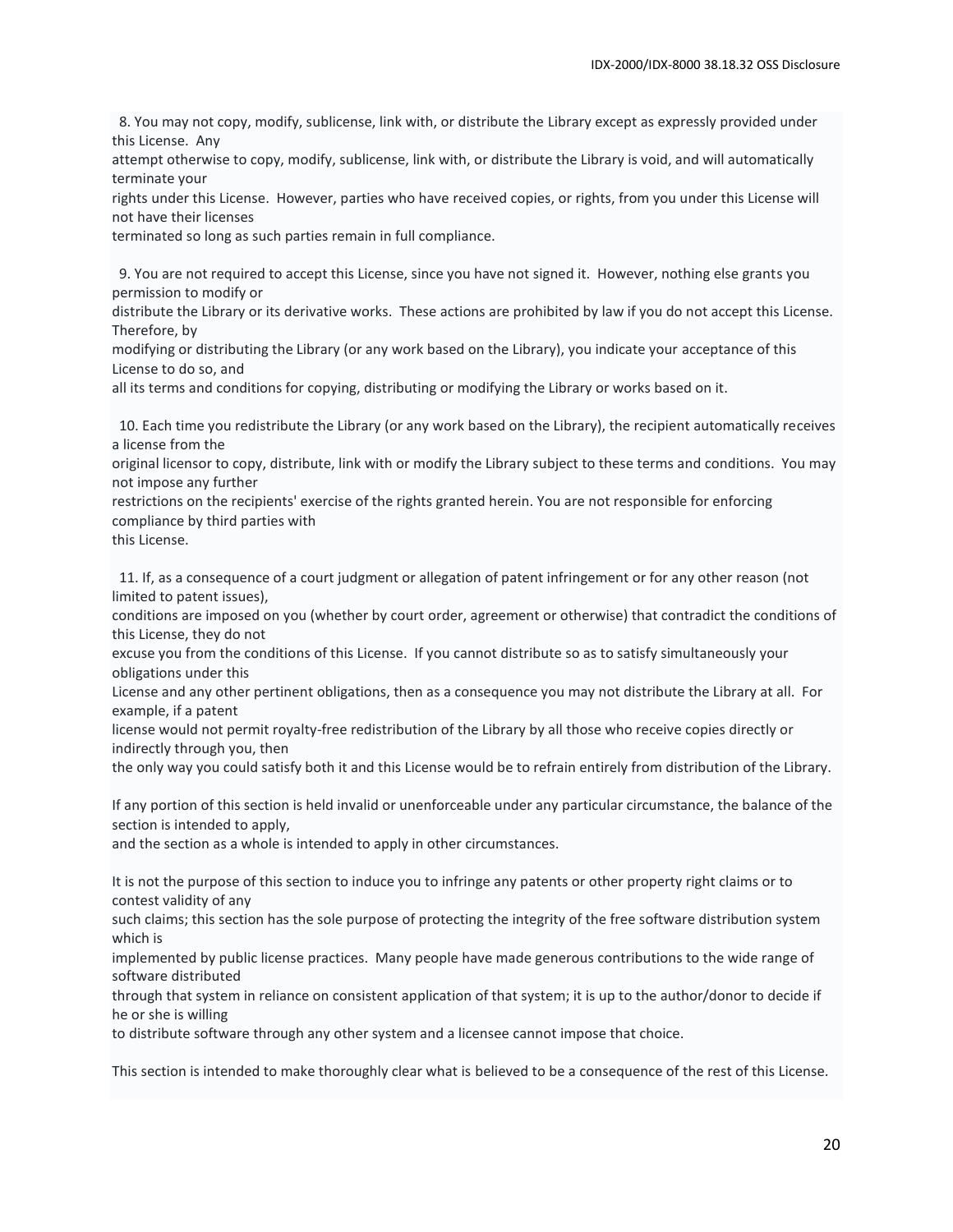8. You may not copy, modify, sublicense, link with, or distribute the Library except as expressly provided under this License. Any attempt otherwise to copy, modify, sublicense, link with, or distribute the Library is void, and will automatically terminate your rights under this License. However, parties who have received copies, or rights, from you under this License will not have their licenses terminated so long as such parties remain in full compliance.

9. You are not required to accept this License, since you have not signed it. However, nothing else grants you permission to modify or distribute the Library or its derivative works. These actions are prohibited by law if you do not accept this License. Therefore, by modifying or distributing the Library (or any work based on the Library), you indicate your acceptance of this License to do so, and all its terms and conditions for copying, distributing or modifying the Library or works based on it.

10. Each time you redistribute the Library (or any work based on the Library), the recipient automatically receives a license from the original licensor to copy, distribute, link with or modify the Library subject to these terms and conditions. You may not impose any further restrictions on the recipients' exercise of the rights granted herein. You are not responsible for enforcing compliance by third parties with this License.

11. If, as a consequence of a court judgment or allegation of patent infringement or for any other reason (not limited to patent issues), conditions are imposed on you (whether by court order, agreement or otherwise) that contradict the conditions of this License, they do not excuse you from the conditions of this License. If you cannot distribute so as to satisfy simultaneously your obligations under this License and any other pertinent obligations, then as a consequence you may not distribute the Library at all. For example, if a patent license would not permit royalty-free redistribution of the Library by all those who receive copies directly or indirectly through you, then the only way you could satisfy both it and this License would be to refrain entirely from distribution of the Library.

If any portion of this section is held invalid or unenforceable under any particular circumstance, the balance of the section is intended to apply, and the section as a whole is intended to apply in other circumstances.

It is not the purpose of this section to induce you to infringe any patents or other property right claims or to contest validity of any such claims; this section has the sole purpose of protecting the integrity of the free software distribution system which is implemented by public license practices. Many people have made generous contributions to the wide range of software distributed through that system in reliance on consistent application of that system; it is up to the author/donor to decide if he or she is willing to distribute software through any other system and a licensee cannot impose that choice.

This section is intended to make thoroughly clear what is believed to be a consequence of the rest of this License.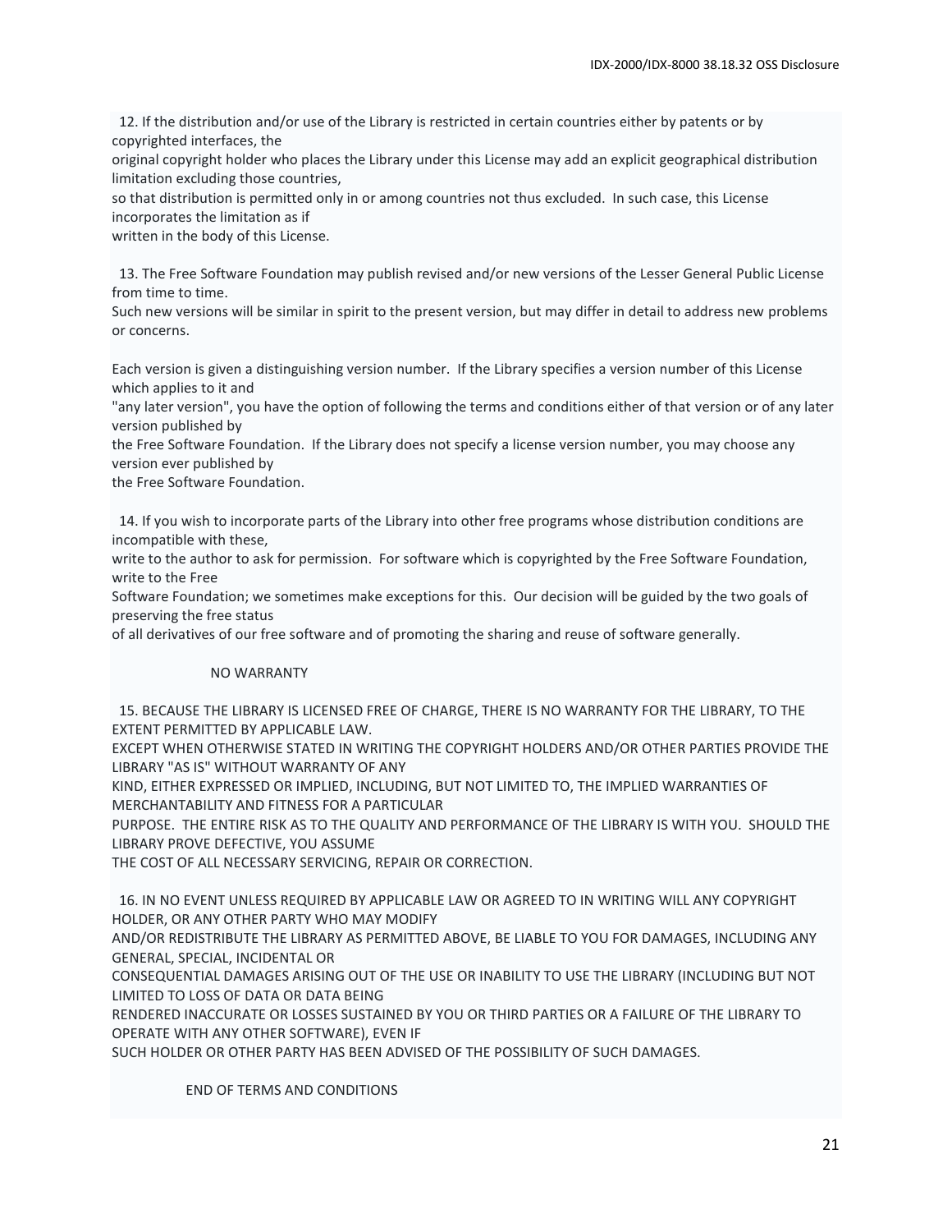12. If the distribution and/or use of the Library is restricted in certain countries either by patents or by copyrighted interfaces, the original copyright holder who places the Library under this License may add an explicit geographical distribution limitation excluding those countries, so that distribution is permitted only in or among countries not thus excluded. In such case, this License incorporates the limitation as if written in the body of this License.

13. The Free Software Foundation may publish revised and/or new versions of the Lesser General Public License from time to time. Such new versions will be similar in spirit to the present version, but may differ in detail to address new problems or concerns.

Each version is given a distinguishing version number. If the Library specifies a version number of this License which applies to it and "any later version", you have the option of following the terms and conditions either of that version or of any later version published by the Free Software Foundation. If the Library does not specify a license version number, you may choose any version ever published by the Free Software Foundation.

14. If you wish to incorporate parts of the Library into other free programs whose distribution conditions are incompatible with these, write to the author to ask for permission. For software which is copyrighted by the Free Software Foundation, write to the Free Software Foundation; we sometimes make exceptions for this. Our decision will be guided by the two goals of preserving the free status of all derivatives of our free software and of promoting the sharing and reuse of software generally.

NO WARRANTY

15. BECAUSE THE LIBRARY IS LICENSED FREE OF CHARGE, THERE IS NO WARRANTY FOR THE LIBRARY, TO THE EXTENT PERMITTED BY APPLICABLE LAW. EXCEPT WHEN OTHERWISE STATED IN WRITING THE COPYRIGHT HOLDERS AND/OR OTHER PARTIES PROVIDE THE LIBRARY "AS IS" WITHOUT WARRANTY OF ANY KIND, EITHER EXPRESSED OR IMPLIED, INCLUDING, BUT NOT LIMITED TO, THE IMPLIED WARRANTIES OF MERCHANTABILITY AND FITNESS FOR A PARTICULAR PURPOSE. THE ENTIRE RISK AS TO THE QUALITY AND PERFORMANCE OF THE LIBRARY IS WITH YOU. SHOULD THE LIBRARY PROVE DEFECTIVE, YOU ASSUME THE COST OF ALL NECESSARY SERVICING, REPAIR OR CORRECTION.

16. IN NO EVENT UNLESS REQUIRED BY APPLICABLE LAW OR AGREED TO IN WRITING WILL ANY COPYRIGHT HOLDER, OR ANY OTHER PARTY WHO MAY MODIFY AND/OR REDISTRIBUTE THE LIBRARY AS PERMITTED ABOVE, BE LIABLE TO YOU FOR DAMAGES, INCLUDING ANY GENERAL, SPECIAL, INCIDENTAL OR CONSEQUENTIAL DAMAGES ARISING OUT OF THE USE OR INABILITY TO USE THE LIBRARY (INCLUDING BUT NOT LIMITED TO LOSS OF DATA OR DATA BEING RENDERED INACCURATE OR LOSSES SUSTAINED BY YOU OR THIRD PARTIES OR A FAILURE OF THE LIBRARY TO OPERATE WITH ANY OTHER SOFTWARE), EVEN IF SUCH HOLDER OR OTHER PARTY HAS BEEN ADVISED OF THE POSSIBILITY OF SUCH DAMAGES.

END OF TERMS AND CONDITIONS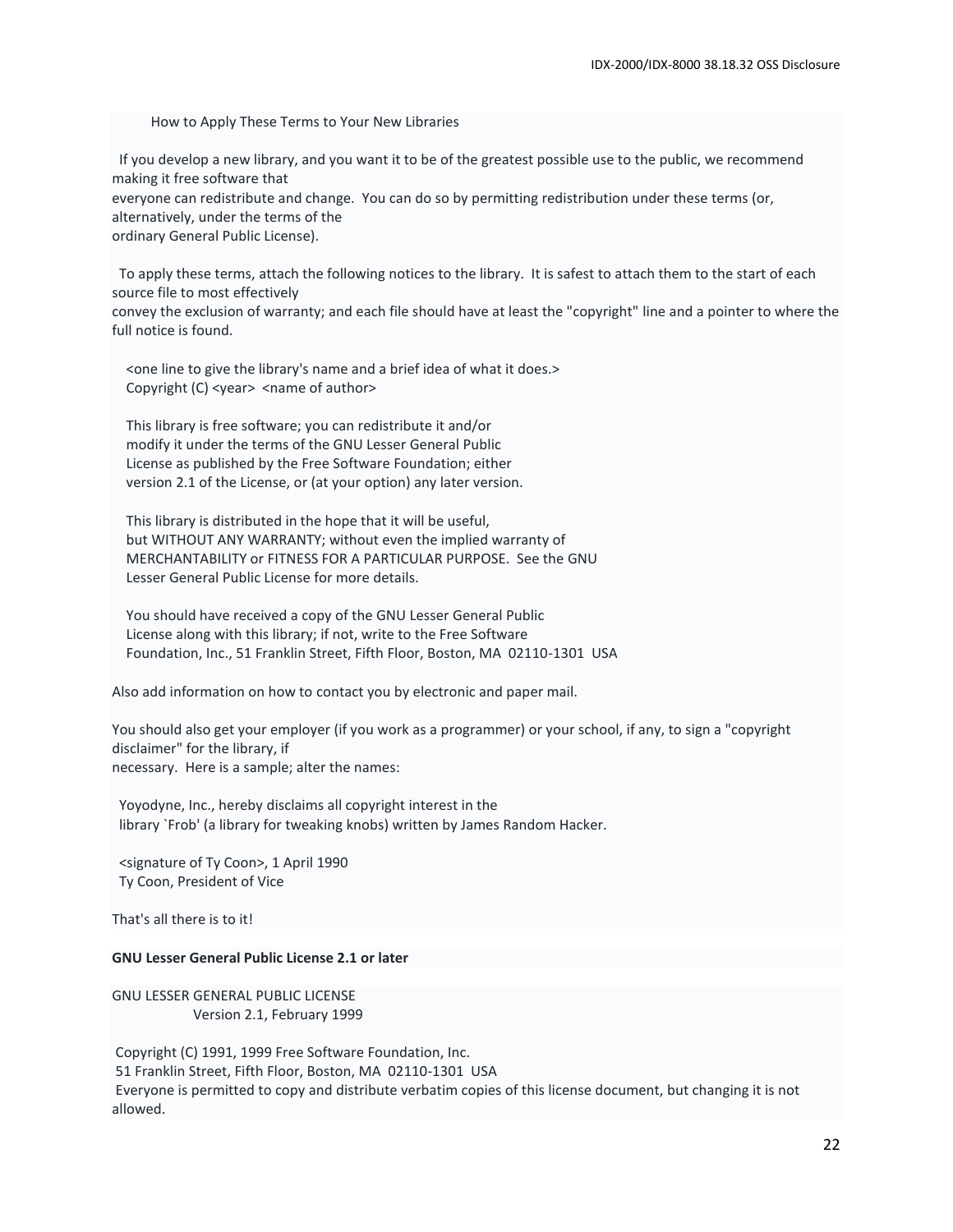How to Apply These Terms to Your New Libraries

If you develop a new library, and you want it to be of the greatest possible use to the public, we recommend making it free software that
everyone can redistribute and change. You can do so by permitting redistribution under these terms (or, alternatively, under the terms of the
ordinary General Public License).

To apply these terms, attach the following notices to the library. It is safest to attach them to the start of each source file to most effectively
convey the exclusion of warranty; and each file should have at least the "copyright" line and a pointer to where the full notice is found.

```
<one line to give the library's name and a brief idea of what it does.>
Copyright (C) <year>  <name of author>

This library is free software; you can redistribute it and/or
modify it under the terms of the GNU Lesser General Public
License as published by the Free Software Foundation; either
version 2.1 of the License, or (at your option) any later version.

This library is distributed in the hope that it will be useful,
but WITHOUT ANY WARRANTY; without even the implied warranty of
MERCHANTABILITY or FITNESS FOR A PARTICULAR PURPOSE.  See the GNU
Lesser General Public License for more details.

You should have received a copy of the GNU Lesser General Public
License along with this library; if not, write to the Free Software
Foundation, Inc., 51 Franklin Street, Fifth Floor, Boston, MA  02110-1301  USA
```

Also add information on how to contact you by electronic and paper mail.

You should also get your employer (if you work as a programmer) or your school, if any, to sign a "copyright disclaimer" for the library, if
necessary. Here is a sample; alter the names:

```
Yoyodyne, Inc., hereby disclaims all copyright interest in the
library `Frob' (a library for tweaking knobs) written by James Random Hacker.

<signature of Ty Coon>, 1 April 1990
Ty Coon, President of Vice
```

That's all there is to it!

**GNU Lesser General Public License 2.1 or later**

GNU LESSER GENERAL PUBLIC LICENSE
Version 2.1, February 1999

Copyright (C) 1991, 1999 Free Software Foundation, Inc.
51 Franklin Street, Fifth Floor, Boston, MA 02110-1301 USA
Everyone is permitted to copy and distribute verbatim copies of this license document, but changing it is not allowed.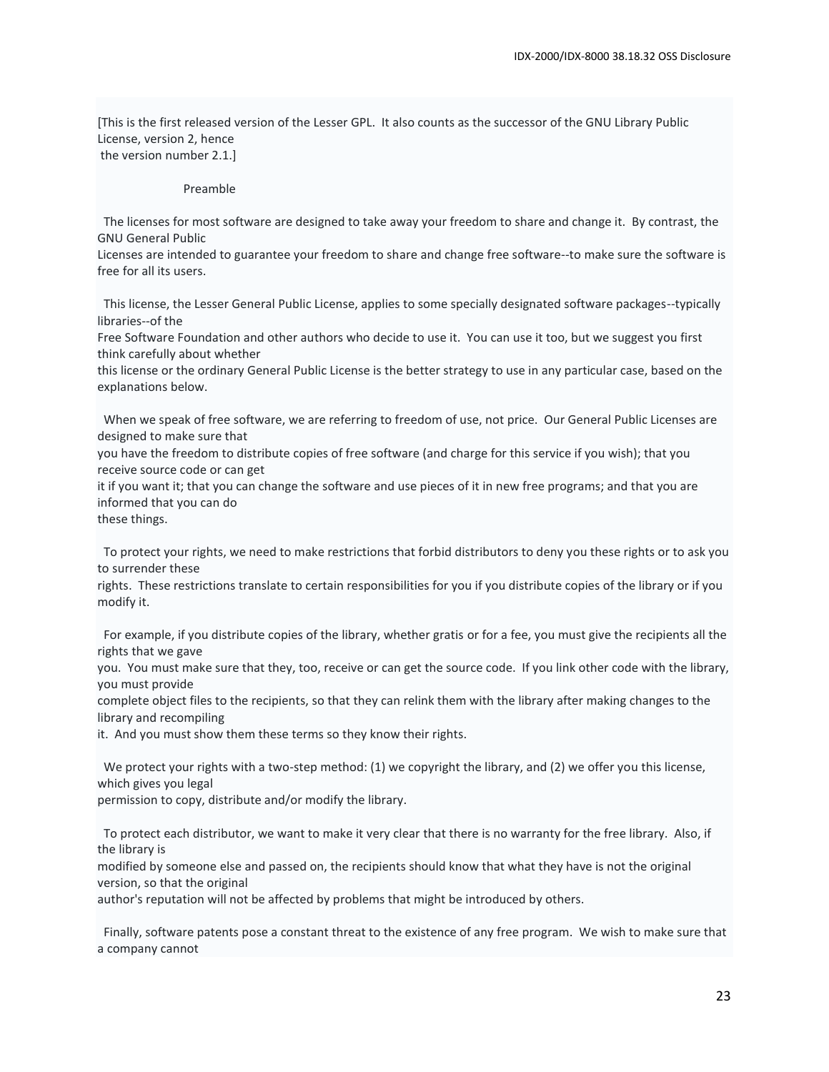[This is the first released version of the Lesser GPL.  It also counts as the successor of the GNU Library Public License, version 2, hence
the version number 2.1.]

Preamble

The licenses for most software are designed to take away your freedom to share and change it.  By contrast, the GNU General Public
Licenses are intended to guarantee your freedom to share and change free software--to make sure the software is free for all its users.

This license, the Lesser General Public License, applies to some specially designated software packages--typically libraries--of the
Free Software Foundation and other authors who decide to use it.  You can use it too, but we suggest you first think carefully about whether
this license or the ordinary General Public License is the better strategy to use in any particular case, based on the explanations below.

When we speak of free software, we are referring to freedom of use, not price.  Our General Public Licenses are designed to make sure that
you have the freedom to distribute copies of free software (and charge for this service if you wish); that you receive source code or can get
it if you want it; that you can change the software and use pieces of it in new free programs; and that you are informed that you can do
these things.

To protect your rights, we need to make restrictions that forbid distributors to deny you these rights or to ask you to surrender these
rights.  These restrictions translate to certain responsibilities for you if you distribute copies of the library or if you modify it.

For example, if you distribute copies of the library, whether gratis or for a fee, you must give the recipients all the rights that we gave
you.  You must make sure that they, too, receive or can get the source code.  If you link other code with the library, you must provide
complete object files to the recipients, so that they can relink them with the library after making changes to the library and recompiling
it.  And you must show them these terms so they know their rights.

We protect your rights with a two-step method: (1) we copyright the library, and (2) we offer you this license, which gives you legal
permission to copy, distribute and/or modify the library.

To protect each distributor, we want to make it very clear that there is no warranty for the free library.  Also, if the library is
modified by someone else and passed on, the recipients should know that what they have is not the original version, so that the original
author's reputation will not be affected by problems that might be introduced by others.

Finally, software patents pose a constant threat to the existence of any free program.  We wish to make sure that a company cannot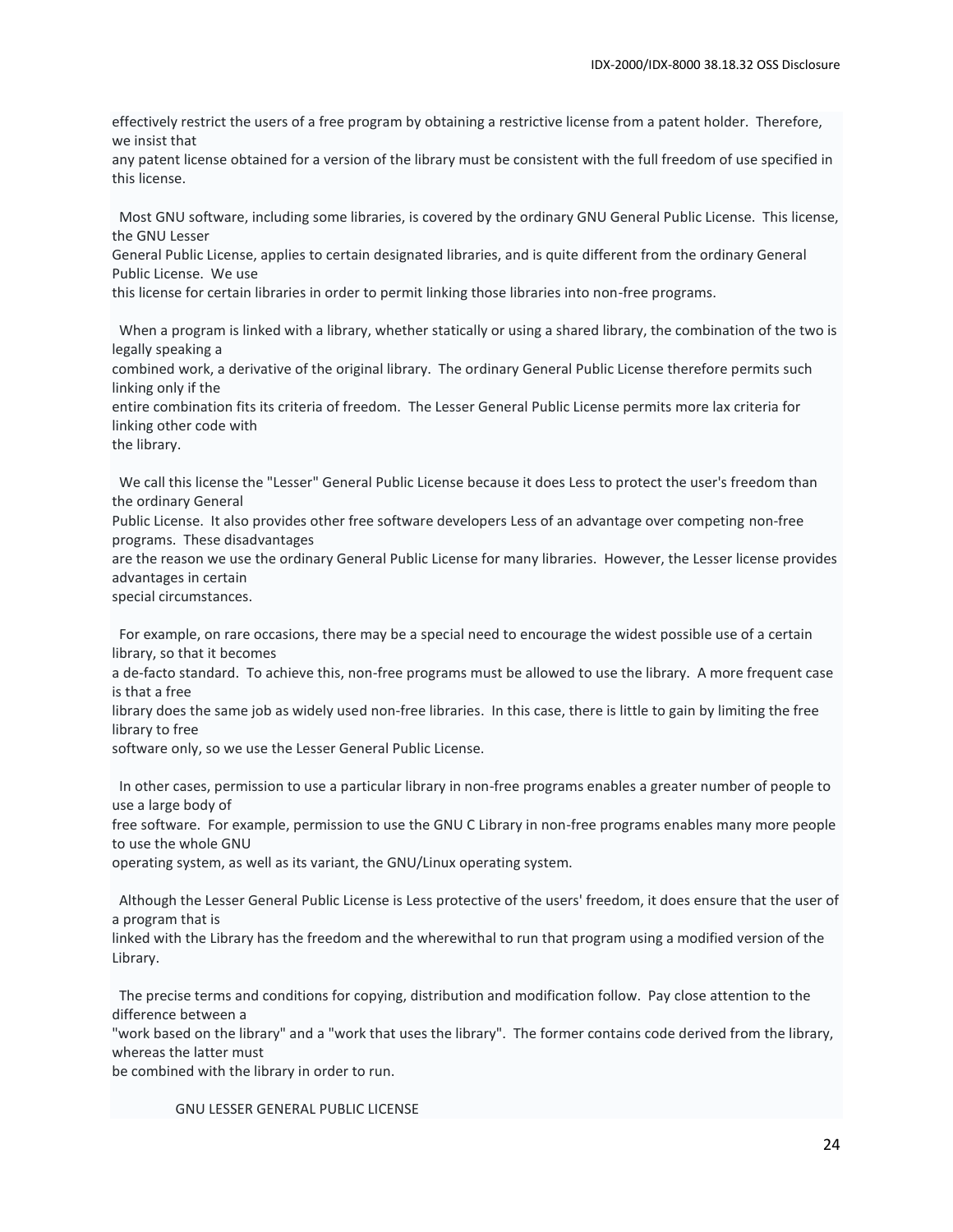effectively restrict the users of a free program by obtaining a restrictive license from a patent holder. Therefore, we insist that
any patent license obtained for a version of the library must be consistent with the full freedom of use specified in this license.

Most GNU software, including some libraries, is covered by the ordinary GNU General Public License. This license, the GNU Lesser
General Public License, applies to certain designated libraries, and is quite different from the ordinary General Public License. We use
this license for certain libraries in order to permit linking those libraries into non-free programs.

When a program is linked with a library, whether statically or using a shared library, the combination of the two is legally speaking a
combined work, a derivative of the original library. The ordinary General Public License therefore permits such linking only if the
entire combination fits its criteria of freedom. The Lesser General Public License permits more lax criteria for linking other code with
the library.

We call this license the "Lesser" General Public License because it does Less to protect the user's freedom than the ordinary General
Public License. It also provides other free software developers Less of an advantage over competing non-free programs. These disadvantages
are the reason we use the ordinary General Public License for many libraries. However, the Lesser license provides advantages in certain
special circumstances.

For example, on rare occasions, there may be a special need to encourage the widest possible use of a certain library, so that it becomes
a de-facto standard. To achieve this, non-free programs must be allowed to use the library. A more frequent case is that a free
library does the same job as widely used non-free libraries. In this case, there is little to gain by limiting the free library to free
software only, so we use the Lesser General Public License.

In other cases, permission to use a particular library in non-free programs enables a greater number of people to use a large body of
free software. For example, permission to use the GNU C Library in non-free programs enables many more people to use the whole GNU
operating system, as well as its variant, the GNU/Linux operating system.

Although the Lesser General Public License is Less protective of the users' freedom, it does ensure that the user of a program that is
linked with the Library has the freedom and the wherewithal to run that program using a modified version of the Library.

The precise terms and conditions for copying, distribution and modification follow. Pay close attention to the difference between a
"work based on the library" and a "work that uses the library". The former contains code derived from the library, whereas the latter must
be combined with the library in order to run.

GNU LESSER GENERAL PUBLIC LICENSE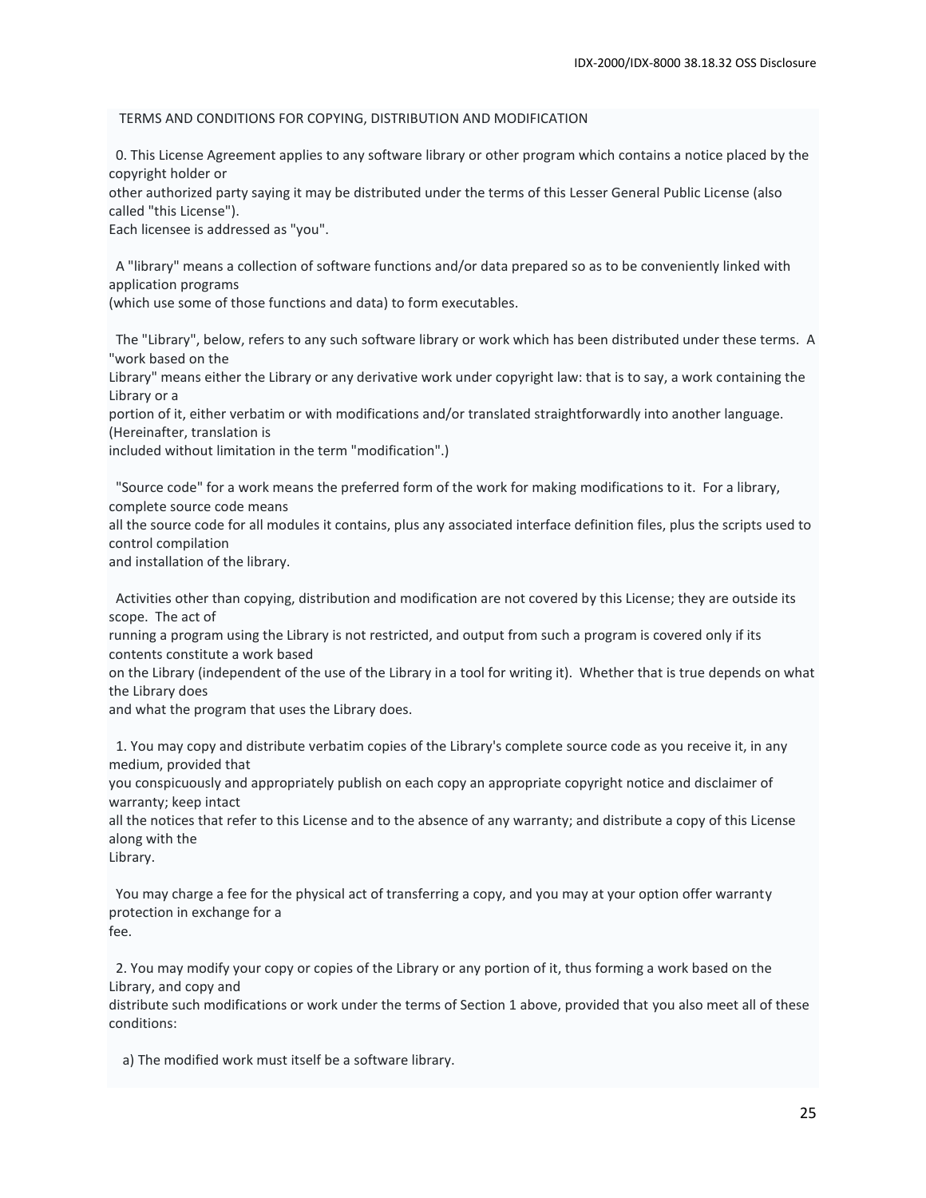TERMS AND CONDITIONS FOR COPYING, DISTRIBUTION AND MODIFICATION

0. This License Agreement applies to any software library or other program which contains a notice placed by the copyright holder or other authorized party saying it may be distributed under the terms of this Lesser General Public License (also called "this License"). Each licensee is addressed as "you".

A "library" means a collection of software functions and/or data prepared so as to be conveniently linked with application programs (which use some of those functions and data) to form executables.

The "Library", below, refers to any such software library or work which has been distributed under these terms. A "work based on the Library" means either the Library or any derivative work under copyright law: that is to say, a work containing the Library or a portion of it, either verbatim or with modifications and/or translated straightforwardly into another language. (Hereinafter, translation is included without limitation in the term "modification".)

"Source code" for a work means the preferred form of the work for making modifications to it. For a library, complete source code means all the source code for all modules it contains, plus any associated interface definition files, plus the scripts used to control compilation and installation of the library.

Activities other than copying, distribution and modification are not covered by this License; they are outside its scope. The act of running a program using the Library is not restricted, and output from such a program is covered only if its contents constitute a work based on the Library (independent of the use of the Library in a tool for writing it). Whether that is true depends on what the Library does and what the program that uses the Library does.

1. You may copy and distribute verbatim copies of the Library's complete source code as you receive it, in any medium, provided that you conspicuously and appropriately publish on each copy an appropriate copyright notice and disclaimer of warranty; keep intact all the notices that refer to this License and to the absence of any warranty; and distribute a copy of this License along with the Library.

You may charge a fee for the physical act of transferring a copy, and you may at your option offer warranty protection in exchange for a fee.

2. You may modify your copy or copies of the Library or any portion of it, thus forming a work based on the Library, and copy and distribute such modifications or work under the terms of Section 1 above, provided that you also meet all of these conditions:

a) The modified work must itself be a software library.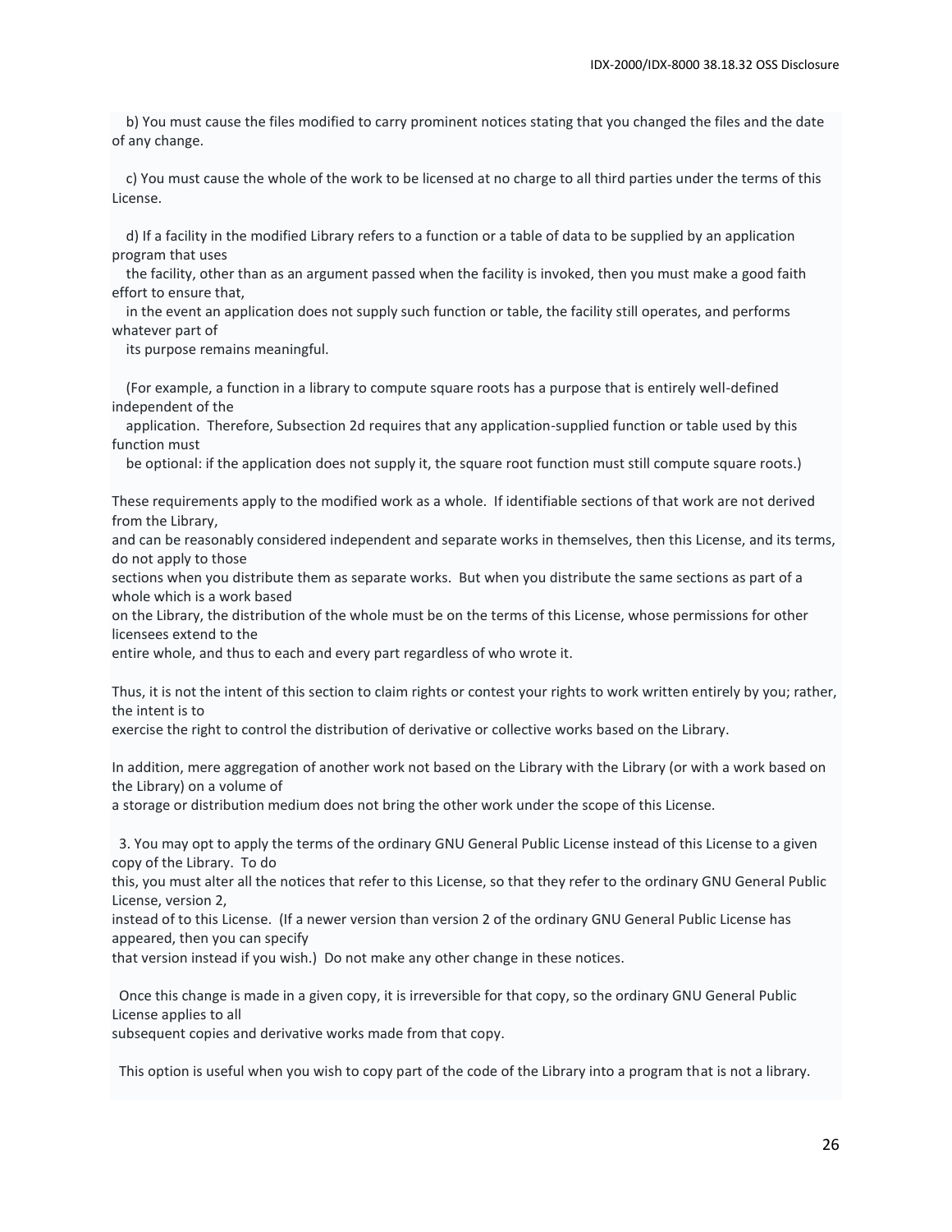b) You must cause the files modified to carry prominent notices stating that you changed the files and the date of any change.

c) You must cause the whole of the work to be licensed at no charge to all third parties under the terms of this License.

d) If a facility in the modified Library refers to a function or a table of data to be supplied by an application program that uses
the facility, other than as an argument passed when the facility is invoked, then you must make a good faith effort to ensure that,
in the event an application does not supply such function or table, the facility still operates, and performs whatever part of
its purpose remains meaningful.

(For example, a function in a library to compute square roots has a purpose that is entirely well-defined independent of the
application. Therefore, Subsection 2d requires that any application-supplied function or table used by this function must
be optional: if the application does not supply it, the square root function must still compute square roots.)

These requirements apply to the modified work as a whole. If identifiable sections of that work are not derived from the Library,
and can be reasonably considered independent and separate works in themselves, then this License, and its terms, do not apply to those
sections when you distribute them as separate works. But when you distribute the same sections as part of a whole which is a work based
on the Library, the distribution of the whole must be on the terms of this License, whose permissions for other licensees extend to the
entire whole, and thus to each and every part regardless of who wrote it.

Thus, it is not the intent of this section to claim rights or contest your rights to work written entirely by you; rather, the intent is to
exercise the right to control the distribution of derivative or collective works based on the Library.

In addition, mere aggregation of another work not based on the Library with the Library (or with a work based on the Library) on a volume of
a storage or distribution medium does not bring the other work under the scope of this License.

3. You may opt to apply the terms of the ordinary GNU General Public License instead of this License to a given copy of the Library. To do
this, you must alter all the notices that refer to this License, so that they refer to the ordinary GNU General Public License, version 2,
instead of to this License. (If a newer version than version 2 of the ordinary GNU General Public License has appeared, then you can specify
that version instead if you wish.) Do not make any other change in these notices.

Once this change is made in a given copy, it is irreversible for that copy, so the ordinary GNU General Public License applies to all
subsequent copies and derivative works made from that copy.

This option is useful when you wish to copy part of the code of the Library into a program that is not a library.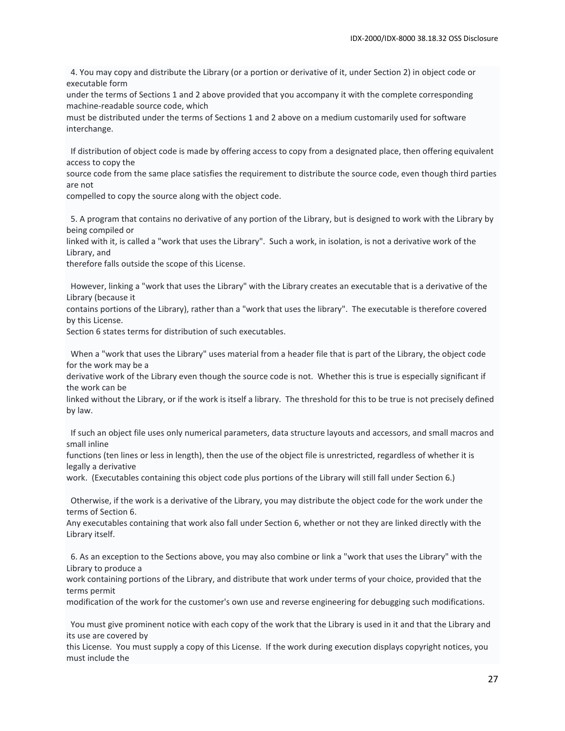4. You may copy and distribute the Library (or a portion or derivative of it, under Section 2) in object code or executable form
under the terms of Sections 1 and 2 above provided that you accompany it with the complete corresponding machine-readable source code, which
must be distributed under the terms of Sections 1 and 2 above on a medium customarily used for software interchange.

If distribution of object code is made by offering access to copy from a designated place, then offering equivalent access to copy the
source code from the same place satisfies the requirement to distribute the source code, even though third parties are not
compelled to copy the source along with the object code.

5. A program that contains no derivative of any portion of the Library, but is designed to work with the Library by being compiled or
linked with it, is called a "work that uses the Library". Such a work, in isolation, is not a derivative work of the Library, and
therefore falls outside the scope of this License.

However, linking a "work that uses the Library" with the Library creates an executable that is a derivative of the Library (because it
contains portions of the Library), rather than a "work that uses the library". The executable is therefore covered by this License.
Section 6 states terms for distribution of such executables.

When a "work that uses the Library" uses material from a header file that is part of the Library, the object code for the work may be a
derivative work of the Library even though the source code is not. Whether this is true is especially significant if the work can be
linked without the Library, or if the work is itself a library. The threshold for this to be true is not precisely defined by law.

If such an object file uses only numerical parameters, data structure layouts and accessors, and small macros and small inline
functions (ten lines or less in length), then the use of the object file is unrestricted, regardless of whether it is legally a derivative
work. (Executables containing this object code plus portions of the Library will still fall under Section 6.)

Otherwise, if the work is a derivative of the Library, you may distribute the object code for the work under the terms of Section 6.
Any executables containing that work also fall under Section 6, whether or not they are linked directly with the Library itself.

6. As an exception to the Sections above, you may also combine or link a "work that uses the Library" with the Library to produce a
work containing portions of the Library, and distribute that work under terms of your choice, provided that the terms permit
modification of the work for the customer's own use and reverse engineering for debugging such modifications.

You must give prominent notice with each copy of the work that the Library is used in it and that the Library and its use are covered by
this License. You must supply a copy of this License. If the work during execution displays copyright notices, you must include the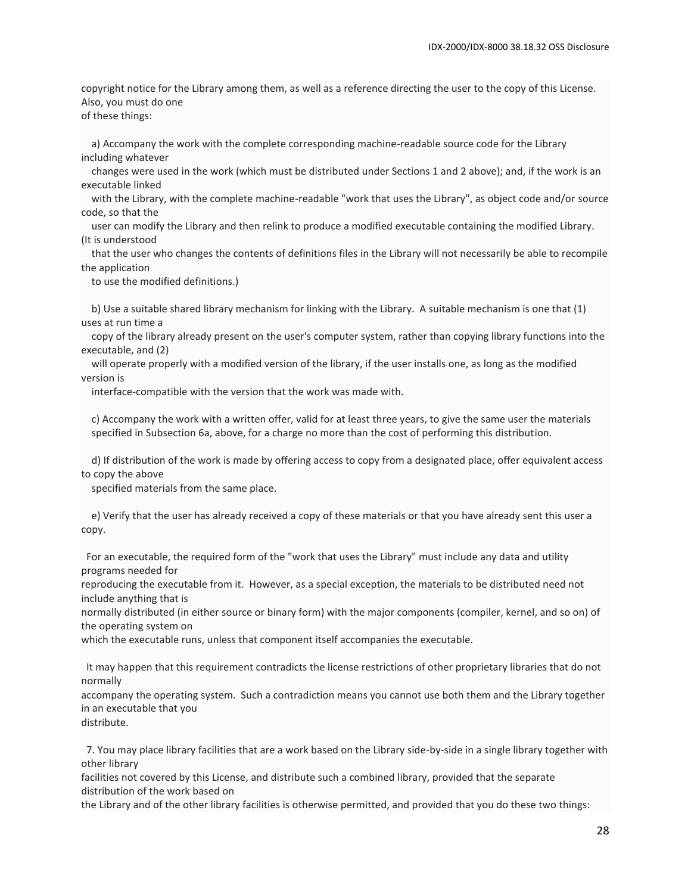copyright notice for the Library among them, as well as a reference directing the user to the copy of this License. Also, you must do one of these things:

a) Accompany the work with the complete corresponding machine-readable source code for the Library including whatever changes were used in the work (which must be distributed under Sections 1 and 2 above); and, if the work is an executable linked with the Library, with the complete machine-readable "work that uses the Library", as object code and/or source code, so that the user can modify the Library and then relink to produce a modified executable containing the modified Library. (It is understood that the user who changes the contents of definitions files in the Library will not necessarily be able to recompile the application to use the modified definitions.)

b) Use a suitable shared library mechanism for linking with the Library. A suitable mechanism is one that (1) uses at run time a copy of the library already present on the user's computer system, rather than copying library functions into the executable, and (2) will operate properly with a modified version of the library, if the user installs one, as long as the modified version is interface-compatible with the version that the work was made with.

c) Accompany the work with a written offer, valid for at least three years, to give the same user the materials specified in Subsection 6a, above, for a charge no more than the cost of performing this distribution.

d) If distribution of the work is made by offering access to copy from a designated place, offer equivalent access to copy the above specified materials from the same place.

e) Verify that the user has already received a copy of these materials or that you have already sent this user a copy.

For an executable, the required form of the "work that uses the Library" must include any data and utility programs needed for reproducing the executable from it. However, as a special exception, the materials to be distributed need not include anything that is normally distributed (in either source or binary form) with the major components (compiler, kernel, and so on) of the operating system on which the executable runs, unless that component itself accompanies the executable.

It may happen that this requirement contradicts the license restrictions of other proprietary libraries that do not normally accompany the operating system. Such a contradiction means you cannot use both them and the Library together in an executable that you distribute.

7. You may place library facilities that are a work based on the Library side-by-side in a single library together with other library facilities not covered by this License, and distribute such a combined library, provided that the separate distribution of the work based on the Library and of the other library facilities is otherwise permitted, and provided that you do these two things: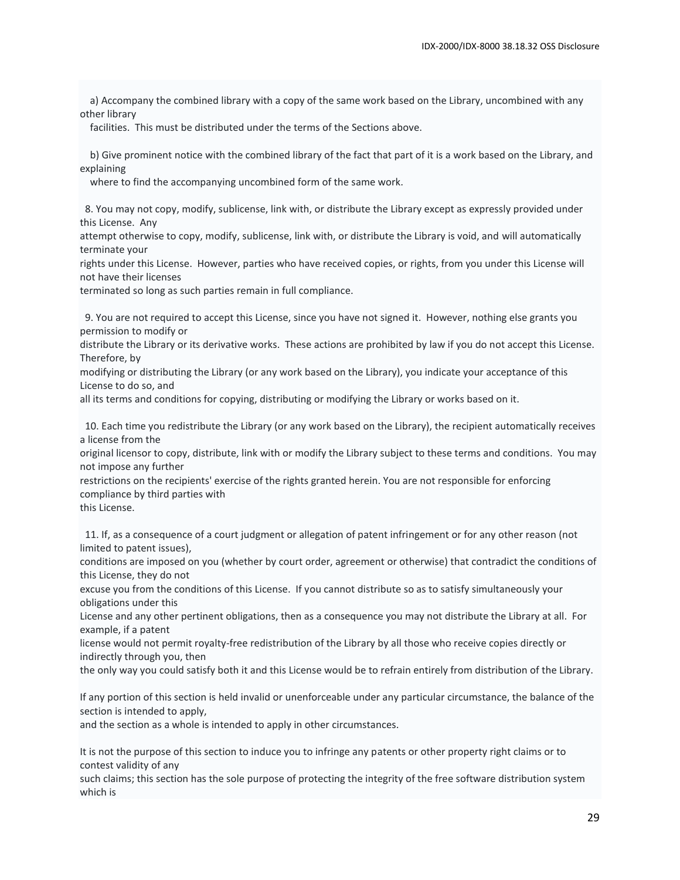a) Accompany the combined library with a copy of the same work based on the Library, uncombined with any other library facilities. This must be distributed under the terms of the Sections above.

b) Give prominent notice with the combined library of the fact that part of it is a work based on the Library, and explaining where to find the accompanying uncombined form of the same work.

8. You may not copy, modify, sublicense, link with, or distribute the Library except as expressly provided under this License. Any attempt otherwise to copy, modify, sublicense, link with, or distribute the Library is void, and will automatically terminate your rights under this License. However, parties who have received copies, or rights, from you under this License will not have their licenses terminated so long as such parties remain in full compliance.

9. You are not required to accept this License, since you have not signed it. However, nothing else grants you permission to modify or distribute the Library or its derivative works. These actions are prohibited by law if you do not accept this License. Therefore, by modifying or distributing the Library (or any work based on the Library), you indicate your acceptance of this License to do so, and all its terms and conditions for copying, distributing or modifying the Library or works based on it.

10. Each time you redistribute the Library (or any work based on the Library), the recipient automatically receives a license from the original licensor to copy, distribute, link with or modify the Library subject to these terms and conditions. You may not impose any further restrictions on the recipients' exercise of the rights granted herein. You are not responsible for enforcing compliance by third parties with this License.

11. If, as a consequence of a court judgment or allegation of patent infringement or for any other reason (not limited to patent issues), conditions are imposed on you (whether by court order, agreement or otherwise) that contradict the conditions of this License, they do not excuse you from the conditions of this License. If you cannot distribute so as to satisfy simultaneously your obligations under this License and any other pertinent obligations, then as a consequence you may not distribute the Library at all. For example, if a patent license would not permit royalty-free redistribution of the Library by all those who receive copies directly or indirectly through you, then the only way you could satisfy both it and this License would be to refrain entirely from distribution of the Library.

If any portion of this section is held invalid or unenforceable under any particular circumstance, the balance of the section is intended to apply, and the section as a whole is intended to apply in other circumstances.

It is not the purpose of this section to induce you to infringe any patents or other property right claims or to contest validity of any such claims; this section has the sole purpose of protecting the integrity of the free software distribution system which is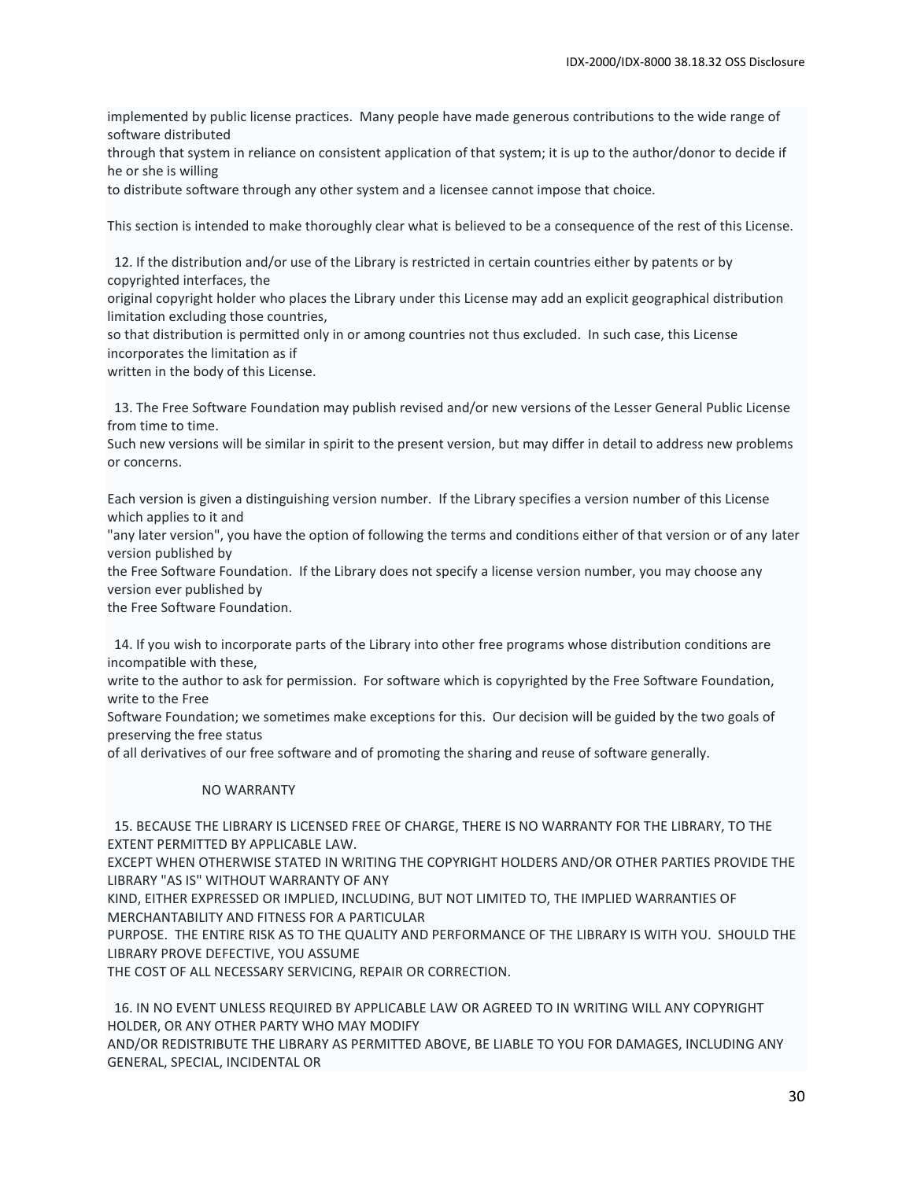implemented by public license practices. Many people have made generous contributions to the wide range of software distributed
through that system in reliance on consistent application of that system; it is up to the author/donor to decide if he or she is willing
to distribute software through any other system and a licensee cannot impose that choice.

This section is intended to make thoroughly clear what is believed to be a consequence of the rest of this License.

12. If the distribution and/or use of the Library is restricted in certain countries either by patents or by copyrighted interfaces, the
original copyright holder who places the Library under this License may add an explicit geographical distribution limitation excluding those countries,
so that distribution is permitted only in or among countries not thus excluded. In such case, this License incorporates the limitation as if
written in the body of this License.

13. The Free Software Foundation may publish revised and/or new versions of the Lesser General Public License from time to time.
Such new versions will be similar in spirit to the present version, but may differ in detail to address new problems or concerns.

Each version is given a distinguishing version number. If the Library specifies a version number of this License which applies to it and
"any later version", you have the option of following the terms and conditions either of that version or of any later version published by
the Free Software Foundation. If the Library does not specify a license version number, you may choose any version ever published by
the Free Software Foundation.

14. If you wish to incorporate parts of the Library into other free programs whose distribution conditions are incompatible with these,
write to the author to ask for permission. For software which is copyrighted by the Free Software Foundation, write to the Free
Software Foundation; we sometimes make exceptions for this. Our decision will be guided by the two goals of preserving the free status
of all derivatives of our free software and of promoting the sharing and reuse of software generally.

NO WARRANTY

15. BECAUSE THE LIBRARY IS LICENSED FREE OF CHARGE, THERE IS NO WARRANTY FOR THE LIBRARY, TO THE EXTENT PERMITTED BY APPLICABLE LAW.
EXCEPT WHEN OTHERWISE STATED IN WRITING THE COPYRIGHT HOLDERS AND/OR OTHER PARTIES PROVIDE THE LIBRARY "AS IS" WITHOUT WARRANTY OF ANY
KIND, EITHER EXPRESSED OR IMPLIED, INCLUDING, BUT NOT LIMITED TO, THE IMPLIED WARRANTIES OF MERCHANTABILITY AND FITNESS FOR A PARTICULAR
PURPOSE. THE ENTIRE RISK AS TO THE QUALITY AND PERFORMANCE OF THE LIBRARY IS WITH YOU. SHOULD THE LIBRARY PROVE DEFECTIVE, YOU ASSUME
THE COST OF ALL NECESSARY SERVICING, REPAIR OR CORRECTION.

16. IN NO EVENT UNLESS REQUIRED BY APPLICABLE LAW OR AGREED TO IN WRITING WILL ANY COPYRIGHT HOLDER, OR ANY OTHER PARTY WHO MAY MODIFY
AND/OR REDISTRIBUTE THE LIBRARY AS PERMITTED ABOVE, BE LIABLE TO YOU FOR DAMAGES, INCLUDING ANY GENERAL, SPECIAL, INCIDENTAL OR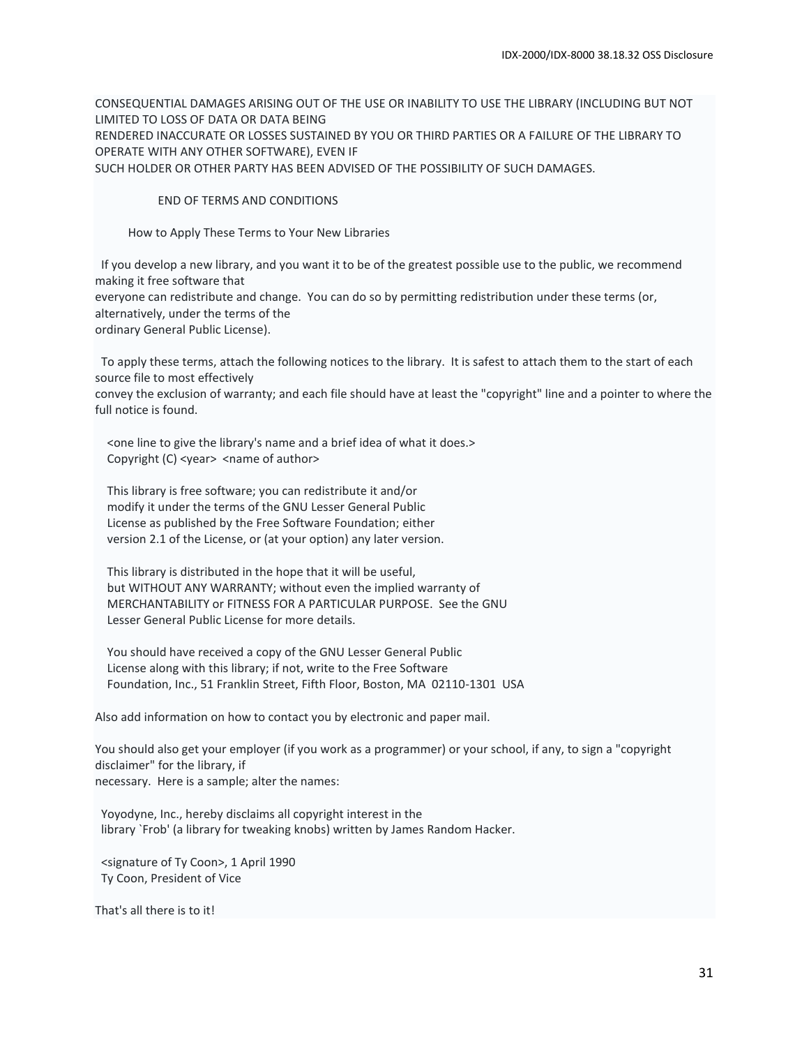CONSEQUENTIAL DAMAGES ARISING OUT OF THE USE OR INABILITY TO USE THE LIBRARY (INCLUDING BUT NOT LIMITED TO LOSS OF DATA OR DATA BEING
RENDERED INACCURATE OR LOSSES SUSTAINED BY YOU OR THIRD PARTIES OR A FAILURE OF THE LIBRARY TO OPERATE WITH ANY OTHER SOFTWARE), EVEN IF
SUCH HOLDER OR OTHER PARTY HAS BEEN ADVISED OF THE POSSIBILITY OF SUCH DAMAGES.

END OF TERMS AND CONDITIONS

How to Apply These Terms to Your New Libraries

If you develop a new library, and you want it to be of the greatest possible use to the public, we recommend making it free software that
everyone can redistribute and change. You can do so by permitting redistribution under these terms (or, alternatively, under the terms of the
ordinary General Public License).

To apply these terms, attach the following notices to the library. It is safest to attach them to the start of each source file to most effectively
convey the exclusion of warranty; and each file should have at least the "copyright" line and a pointer to where the full notice is found.

```
<one line to give the library's name and a brief idea of what it does.>
Copyright (C) <year>  <name of author>

This library is free software; you can redistribute it and/or
modify it under the terms of the GNU Lesser General Public
License as published by the Free Software Foundation; either
version 2.1 of the License, or (at your option) any later version.

This library is distributed in the hope that it will be useful,
but WITHOUT ANY WARRANTY; without even the implied warranty of
MERCHANTABILITY or FITNESS FOR A PARTICULAR PURPOSE.  See the GNU
Lesser General Public License for more details.

You should have received a copy of the GNU Lesser General Public
License along with this library; if not, write to the Free Software
Foundation, Inc., 51 Franklin Street, Fifth Floor, Boston, MA  02110-1301  USA
```

Also add information on how to contact you by electronic and paper mail.

You should also get your employer (if you work as a programmer) or your school, if any, to sign a "copyright disclaimer" for the library, if
necessary. Here is a sample; alter the names:

```
Yoyodyne, Inc., hereby disclaims all copyright interest in the
library `Frob' (a library for tweaking knobs) written by James Random Hacker.

<signature of Ty Coon>, 1 April 1990
Ty Coon, President of Vice
```

That's all there is to it!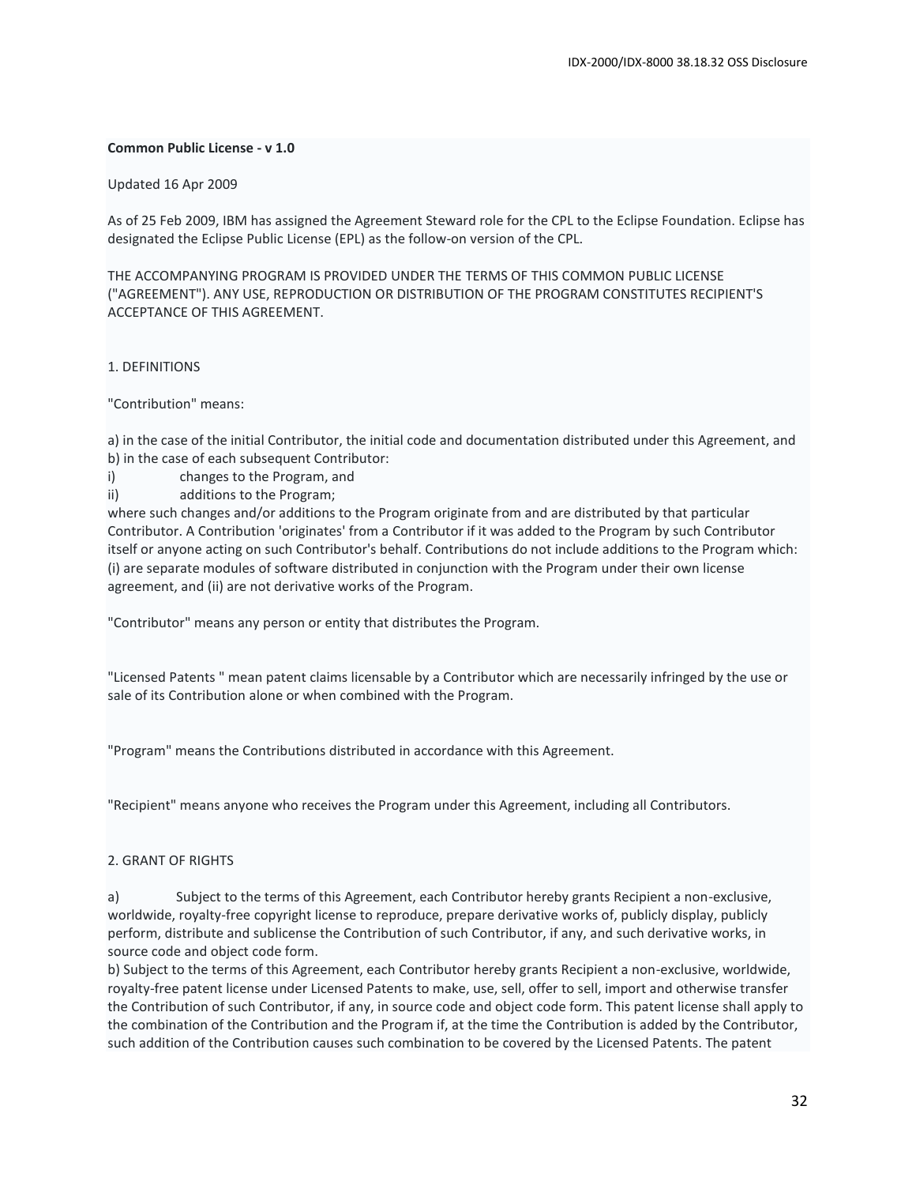**Common Public License - v 1.0**

Updated 16 Apr 2009

As of 25 Feb 2009, IBM has assigned the Agreement Steward role for the CPL to the Eclipse Foundation. Eclipse has designated the Eclipse Public License (EPL) as the follow-on version of the CPL.

THE ACCOMPANYING PROGRAM IS PROVIDED UNDER THE TERMS OF THIS COMMON PUBLIC LICENSE ("AGREEMENT"). ANY USE, REPRODUCTION OR DISTRIBUTION OF THE PROGRAM CONSTITUTES RECIPIENT'S ACCEPTANCE OF THIS AGREEMENT.

1. DEFINITIONS

"Contribution" means:

a) in the case of the initial Contributor, the initial code and documentation distributed under this Agreement, and
b) in the case of each subsequent Contributor:
i) changes to the Program, and
ii) additions to the Program;
where such changes and/or additions to the Program originate from and are distributed by that particular Contributor. A Contribution 'originates' from a Contributor if it was added to the Program by such Contributor itself or anyone acting on such Contributor's behalf. Contributions do not include additions to the Program which: (i) are separate modules of software distributed in conjunction with the Program under their own license agreement, and (ii) are not derivative works of the Program.

"Contributor" means any person or entity that distributes the Program.

"Licensed Patents " mean patent claims licensable by a Contributor which are necessarily infringed by the use or sale of its Contribution alone or when combined with the Program.

"Program" means the Contributions distributed in accordance with this Agreement.

"Recipient" means anyone who receives the Program under this Agreement, including all Contributors.

2. GRANT OF RIGHTS

a) Subject to the terms of this Agreement, each Contributor hereby grants Recipient a non-exclusive, worldwide, royalty-free copyright license to reproduce, prepare derivative works of, publicly display, publicly perform, distribute and sublicense the Contribution of such Contributor, if any, and such derivative works, in source code and object code form.
b) Subject to the terms of this Agreement, each Contributor hereby grants Recipient a non-exclusive, worldwide, royalty-free patent license under Licensed Patents to make, use, sell, offer to sell, import and otherwise transfer the Contribution of such Contributor, if any, in source code and object code form. This patent license shall apply to the combination of the Contribution and the Program if, at the time the Contribution is added by the Contributor, such addition of the Contribution causes such combination to be covered by the Licensed Patents. The patent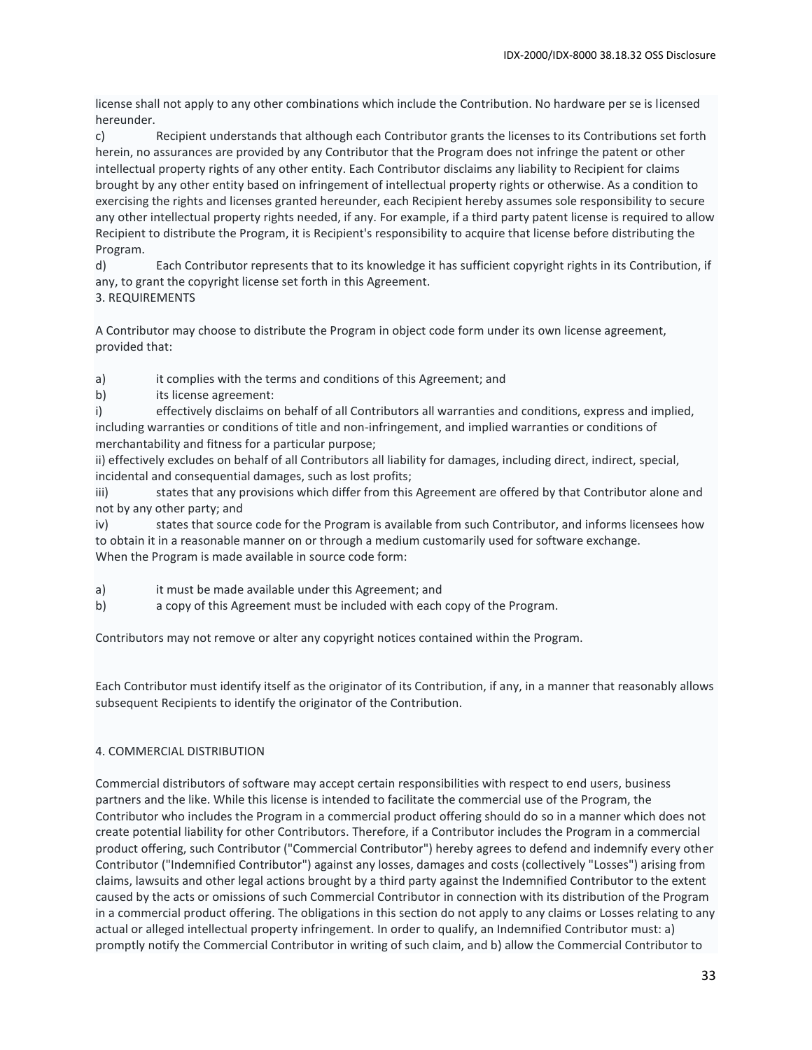license shall not apply to any other combinations which include the Contribution. No hardware per se is licensed hereunder.

c) Recipient understands that although each Contributor grants the licenses to its Contributions set forth herein, no assurances are provided by any Contributor that the Program does not infringe the patent or other intellectual property rights of any other entity. Each Contributor disclaims any liability to Recipient for claims brought by any other entity based on infringement of intellectual property rights or otherwise. As a condition to exercising the rights and licenses granted hereunder, each Recipient hereby assumes sole responsibility to secure any other intellectual property rights needed, if any. For example, if a third party patent license is required to allow Recipient to distribute the Program, it is Recipient's responsibility to acquire that license before distributing the Program.

d) Each Contributor represents that to its knowledge it has sufficient copyright rights in its Contribution, if any, to grant the copyright license set forth in this Agreement.

3. REQUIREMENTS

A Contributor may choose to distribute the Program in object code form under its own license agreement, provided that:

a) it complies with the terms and conditions of this Agreement; and

b) its license agreement:

i) effectively disclaims on behalf of all Contributors all warranties and conditions, express and implied, including warranties or conditions of title and non-infringement, and implied warranties or conditions of merchantability and fitness for a particular purpose;

ii) effectively excludes on behalf of all Contributors all liability for damages, including direct, indirect, special, incidental and consequential damages, such as lost profits;

iii) states that any provisions which differ from this Agreement are offered by that Contributor alone and not by any other party; and

iv) states that source code for the Program is available from such Contributor, and informs licensees how to obtain it in a reasonable manner on or through a medium customarily used for software exchange.

When the Program is made available in source code form:

a) it must be made available under this Agreement; and

b) a copy of this Agreement must be included with each copy of the Program.

Contributors may not remove or alter any copyright notices contained within the Program.

Each Contributor must identify itself as the originator of its Contribution, if any, in a manner that reasonably allows subsequent Recipients to identify the originator of the Contribution.

4. COMMERCIAL DISTRIBUTION

Commercial distributors of software may accept certain responsibilities with respect to end users, business partners and the like. While this license is intended to facilitate the commercial use of the Program, the Contributor who includes the Program in a commercial product offering should do so in a manner which does not create potential liability for other Contributors. Therefore, if a Contributor includes the Program in a commercial product offering, such Contributor ("Commercial Contributor") hereby agrees to defend and indemnify every other Contributor ("Indemnified Contributor") against any losses, damages and costs (collectively "Losses") arising from claims, lawsuits and other legal actions brought by a third party against the Indemnified Contributor to the extent caused by the acts or omissions of such Commercial Contributor in connection with its distribution of the Program in a commercial product offering. The obligations in this section do not apply to any claims or Losses relating to any actual or alleged intellectual property infringement. In order to qualify, an Indemnified Contributor must: a) promptly notify the Commercial Contributor in writing of such claim, and b) allow the Commercial Contributor to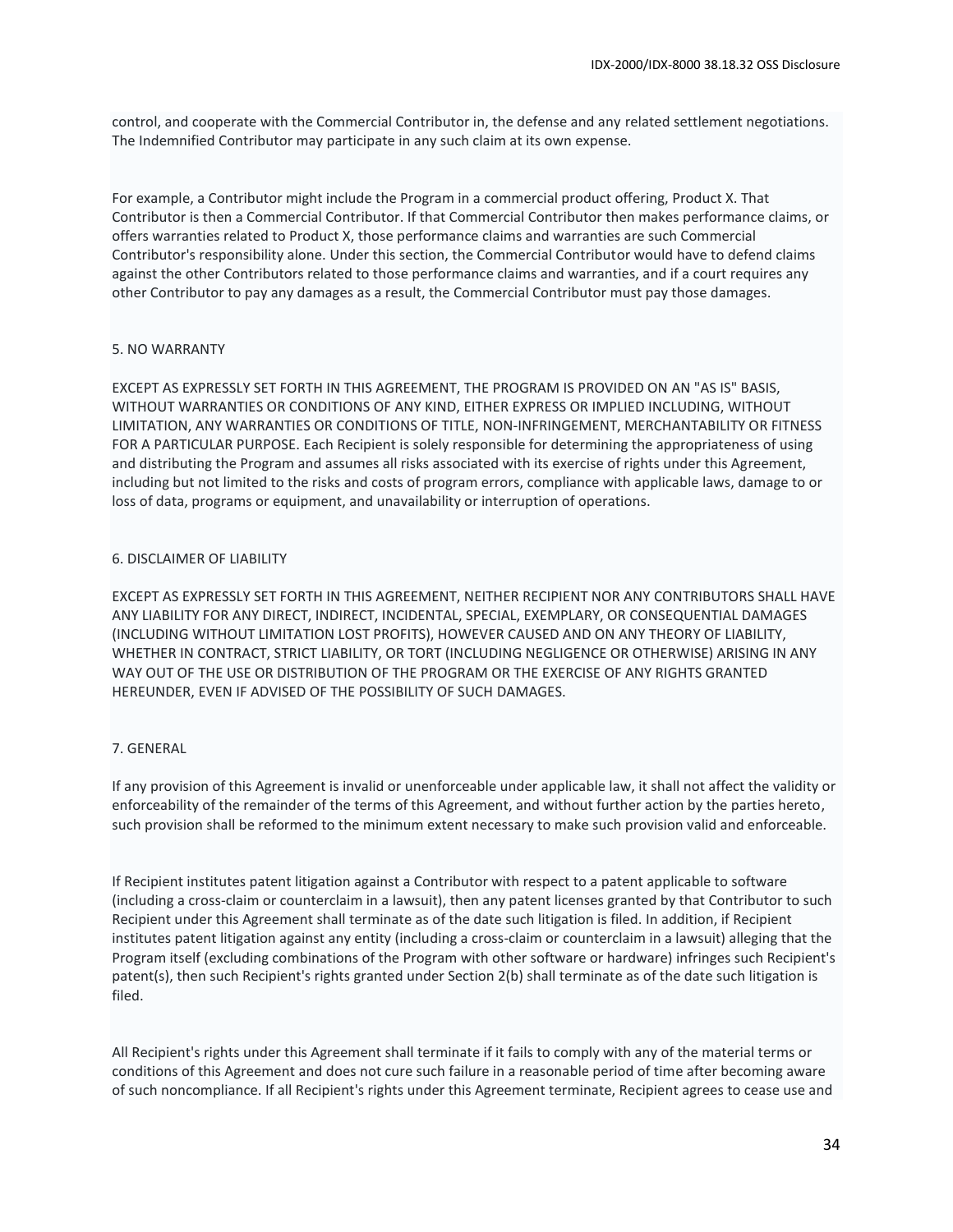control, and cooperate with the Commercial Contributor in, the defense and any related settlement negotiations. The Indemnified Contributor may participate in any such claim at its own expense.

For example, a Contributor might include the Program in a commercial product offering, Product X. That Contributor is then a Commercial Contributor. If that Commercial Contributor then makes performance claims, or offers warranties related to Product X, those performance claims and warranties are such Commercial Contributor's responsibility alone. Under this section, the Commercial Contributor would have to defend claims against the other Contributors related to those performance claims and warranties, and if a court requires any other Contributor to pay any damages as a result, the Commercial Contributor must pay those damages.

5. NO WARRANTY

EXCEPT AS EXPRESSLY SET FORTH IN THIS AGREEMENT, THE PROGRAM IS PROVIDED ON AN "AS IS" BASIS, WITHOUT WARRANTIES OR CONDITIONS OF ANY KIND, EITHER EXPRESS OR IMPLIED INCLUDING, WITHOUT LIMITATION, ANY WARRANTIES OR CONDITIONS OF TITLE, NON-INFRINGEMENT, MERCHANTABILITY OR FITNESS FOR A PARTICULAR PURPOSE. Each Recipient is solely responsible for determining the appropriateness of using and distributing the Program and assumes all risks associated with its exercise of rights under this Agreement, including but not limited to the risks and costs of program errors, compliance with applicable laws, damage to or loss of data, programs or equipment, and unavailability or interruption of operations.

6. DISCLAIMER OF LIABILITY

EXCEPT AS EXPRESSLY SET FORTH IN THIS AGREEMENT, NEITHER RECIPIENT NOR ANY CONTRIBUTORS SHALL HAVE ANY LIABILITY FOR ANY DIRECT, INDIRECT, INCIDENTAL, SPECIAL, EXEMPLARY, OR CONSEQUENTIAL DAMAGES (INCLUDING WITHOUT LIMITATION LOST PROFITS), HOWEVER CAUSED AND ON ANY THEORY OF LIABILITY, WHETHER IN CONTRACT, STRICT LIABILITY, OR TORT (INCLUDING NEGLIGENCE OR OTHERWISE) ARISING IN ANY WAY OUT OF THE USE OR DISTRIBUTION OF THE PROGRAM OR THE EXERCISE OF ANY RIGHTS GRANTED HEREUNDER, EVEN IF ADVISED OF THE POSSIBILITY OF SUCH DAMAGES.

7. GENERAL

If any provision of this Agreement is invalid or unenforceable under applicable law, it shall not affect the validity or enforceability of the remainder of the terms of this Agreement, and without further action by the parties hereto, such provision shall be reformed to the minimum extent necessary to make such provision valid and enforceable.

If Recipient institutes patent litigation against a Contributor with respect to a patent applicable to software (including a cross-claim or counterclaim in a lawsuit), then any patent licenses granted by that Contributor to such Recipient under this Agreement shall terminate as of the date such litigation is filed. In addition, if Recipient institutes patent litigation against any entity (including a cross-claim or counterclaim in a lawsuit) alleging that the Program itself (excluding combinations of the Program with other software or hardware) infringes such Recipient's patent(s), then such Recipient's rights granted under Section 2(b) shall terminate as of the date such litigation is filed.

All Recipient's rights under this Agreement shall terminate if it fails to comply with any of the material terms or conditions of this Agreement and does not cure such failure in a reasonable period of time after becoming aware of such noncompliance. If all Recipient's rights under this Agreement terminate, Recipient agrees to cease use and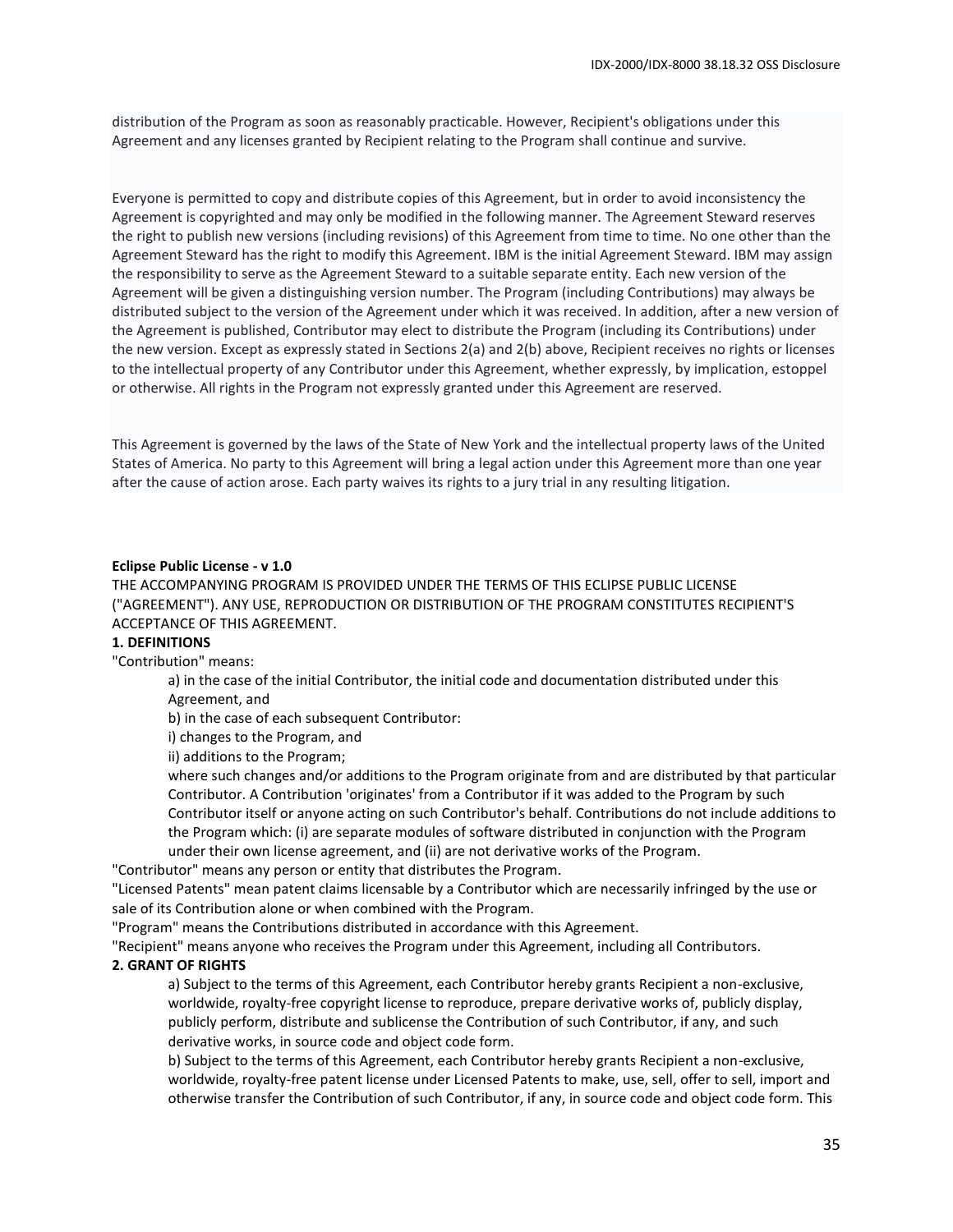distribution of the Program as soon as reasonably practicable. However, Recipient's obligations under this Agreement and any licenses granted by Recipient relating to the Program shall continue and survive.

Everyone is permitted to copy and distribute copies of this Agreement, but in order to avoid inconsistency the Agreement is copyrighted and may only be modified in the following manner. The Agreement Steward reserves the right to publish new versions (including revisions) of this Agreement from time to time. No one other than the Agreement Steward has the right to modify this Agreement. IBM is the initial Agreement Steward. IBM may assign the responsibility to serve as the Agreement Steward to a suitable separate entity. Each new version of the Agreement will be given a distinguishing version number. The Program (including Contributions) may always be distributed subject to the version of the Agreement under which it was received. In addition, after a new version of the Agreement is published, Contributor may elect to distribute the Program (including its Contributions) under the new version. Except as expressly stated in Sections 2(a) and 2(b) above, Recipient receives no rights or licenses to the intellectual property of any Contributor under this Agreement, whether expressly, by implication, estoppel or otherwise. All rights in the Program not expressly granted under this Agreement are reserved.

This Agreement is governed by the laws of the State of New York and the intellectual property laws of the United States of America. No party to this Agreement will bring a legal action under this Agreement more than one year after the cause of action arose. Each party waives its rights to a jury trial in any resulting litigation.

**Eclipse Public License - v 1.0**

THE ACCOMPANYING PROGRAM IS PROVIDED UNDER THE TERMS OF THIS ECLIPSE PUBLIC LICENSE ("AGREEMENT"). ANY USE, REPRODUCTION OR DISTRIBUTION OF THE PROGRAM CONSTITUTES RECIPIENT'S ACCEPTANCE OF THIS AGREEMENT.

**1. DEFINITIONS**

"Contribution" means:

a) in the case of the initial Contributor, the initial code and documentation distributed under this Agreement, and

b) in the case of each subsequent Contributor:

i) changes to the Program, and

ii) additions to the Program;

where such changes and/or additions to the Program originate from and are distributed by that particular Contributor. A Contribution 'originates' from a Contributor if it was added to the Program by such Contributor itself or anyone acting on such Contributor's behalf. Contributions do not include additions to the Program which: (i) are separate modules of software distributed in conjunction with the Program under their own license agreement, and (ii) are not derivative works of the Program.

"Contributor" means any person or entity that distributes the Program.

"Licensed Patents" mean patent claims licensable by a Contributor which are necessarily infringed by the use or sale of its Contribution alone or when combined with the Program.

"Program" means the Contributions distributed in accordance with this Agreement.

"Recipient" means anyone who receives the Program under this Agreement, including all Contributors.

**2. GRANT OF RIGHTS**

a) Subject to the terms of this Agreement, each Contributor hereby grants Recipient a non-exclusive, worldwide, royalty-free copyright license to reproduce, prepare derivative works of, publicly display, publicly perform, distribute and sublicense the Contribution of such Contributor, if any, and such derivative works, in source code and object code form.

b) Subject to the terms of this Agreement, each Contributor hereby grants Recipient a non-exclusive, worldwide, royalty-free patent license under Licensed Patents to make, use, sell, offer to sell, import and otherwise transfer the Contribution of such Contributor, if any, in source code and object code form. This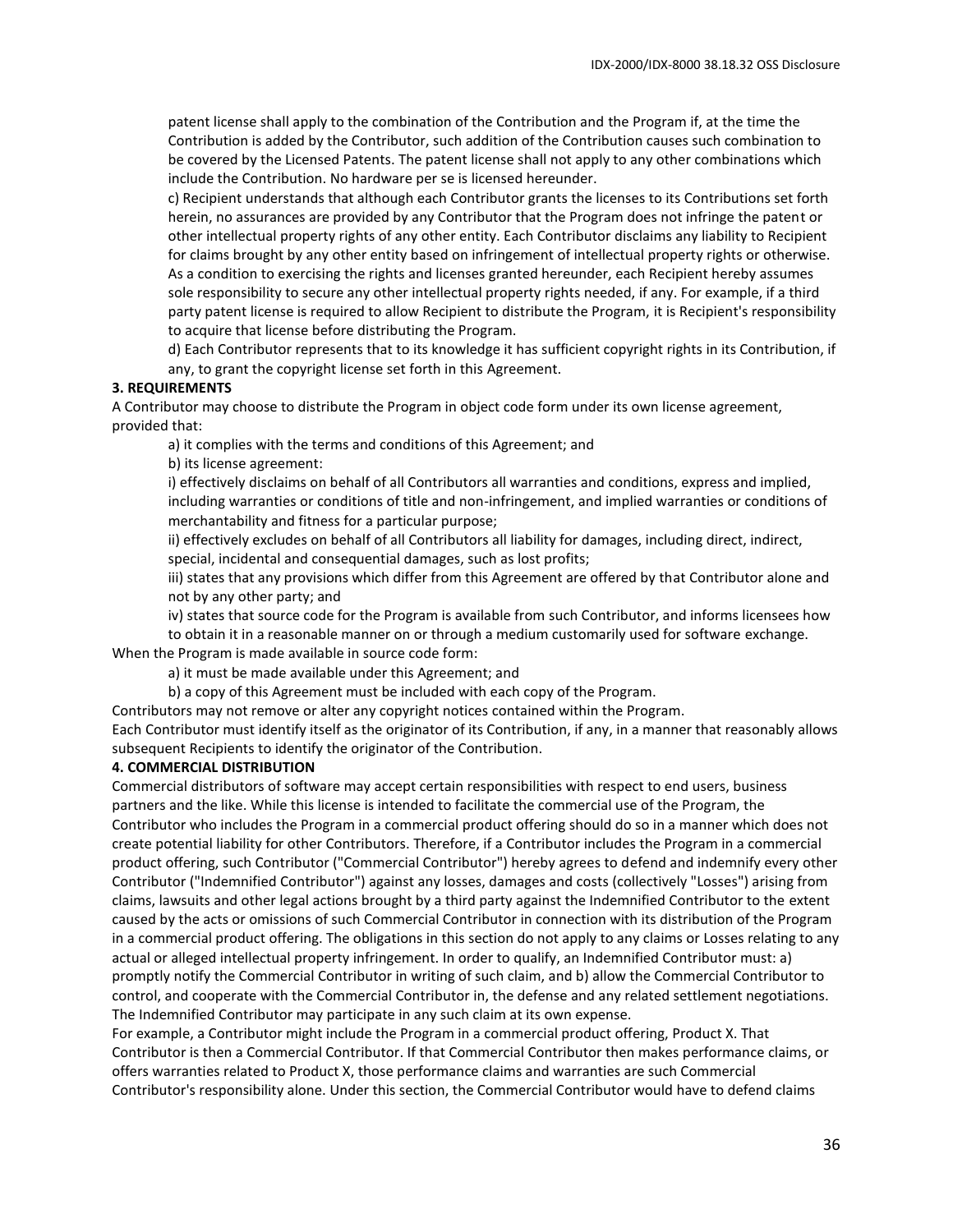patent license shall apply to the combination of the Contribution and the Program if, at the time the Contribution is added by the Contributor, such addition of the Contribution causes such combination to be covered by the Licensed Patents. The patent license shall not apply to any other combinations which include the Contribution. No hardware per se is licensed hereunder.

c) Recipient understands that although each Contributor grants the licenses to its Contributions set forth herein, no assurances are provided by any Contributor that the Program does not infringe the patent or other intellectual property rights of any other entity. Each Contributor disclaims any liability to Recipient for claims brought by any other entity based on infringement of intellectual property rights or otherwise. As a condition to exercising the rights and licenses granted hereunder, each Recipient hereby assumes sole responsibility to secure any other intellectual property rights needed, if any. For example, if a third party patent license is required to allow Recipient to distribute the Program, it is Recipient's responsibility to acquire that license before distributing the Program.

d) Each Contributor represents that to its knowledge it has sufficient copyright rights in its Contribution, if any, to grant the copyright license set forth in this Agreement.

**3. REQUIREMENTS**

A Contributor may choose to distribute the Program in object code form under its own license agreement, provided that:

a) it complies with the terms and conditions of this Agreement; and

b) its license agreement:

i) effectively disclaims on behalf of all Contributors all warranties and conditions, express and implied, including warranties or conditions of title and non-infringement, and implied warranties or conditions of merchantability and fitness for a particular purpose;

ii) effectively excludes on behalf of all Contributors all liability for damages, including direct, indirect, special, incidental and consequential damages, such as lost profits;

iii) states that any provisions which differ from this Agreement are offered by that Contributor alone and not by any other party; and

iv) states that source code for the Program is available from such Contributor, and informs licensees how to obtain it in a reasonable manner on or through a medium customarily used for software exchange.

When the Program is made available in source code form:

a) it must be made available under this Agreement; and

b) a copy of this Agreement must be included with each copy of the Program.

Contributors may not remove or alter any copyright notices contained within the Program.

Each Contributor must identify itself as the originator of its Contribution, if any, in a manner that reasonably allows subsequent Recipients to identify the originator of the Contribution.

**4. COMMERCIAL DISTRIBUTION**

Commercial distributors of software may accept certain responsibilities with respect to end users, business partners and the like. While this license is intended to facilitate the commercial use of the Program, the Contributor who includes the Program in a commercial product offering should do so in a manner which does not create potential liability for other Contributors. Therefore, if a Contributor includes the Program in a commercial product offering, such Contributor ("Commercial Contributor") hereby agrees to defend and indemnify every other Contributor ("Indemnified Contributor") against any losses, damages and costs (collectively "Losses") arising from claims, lawsuits and other legal actions brought by a third party against the Indemnified Contributor to the extent caused by the acts or omissions of such Commercial Contributor in connection with its distribution of the Program in a commercial product offering. The obligations in this section do not apply to any claims or Losses relating to any actual or alleged intellectual property infringement. In order to qualify, an Indemnified Contributor must: a) promptly notify the Commercial Contributor in writing of such claim, and b) allow the Commercial Contributor to control, and cooperate with the Commercial Contributor in, the defense and any related settlement negotiations. The Indemnified Contributor may participate in any such claim at its own expense.

For example, a Contributor might include the Program in a commercial product offering, Product X. That Contributor is then a Commercial Contributor. If that Commercial Contributor then makes performance claims, or offers warranties related to Product X, those performance claims and warranties are such Commercial Contributor's responsibility alone. Under this section, the Commercial Contributor would have to defend claims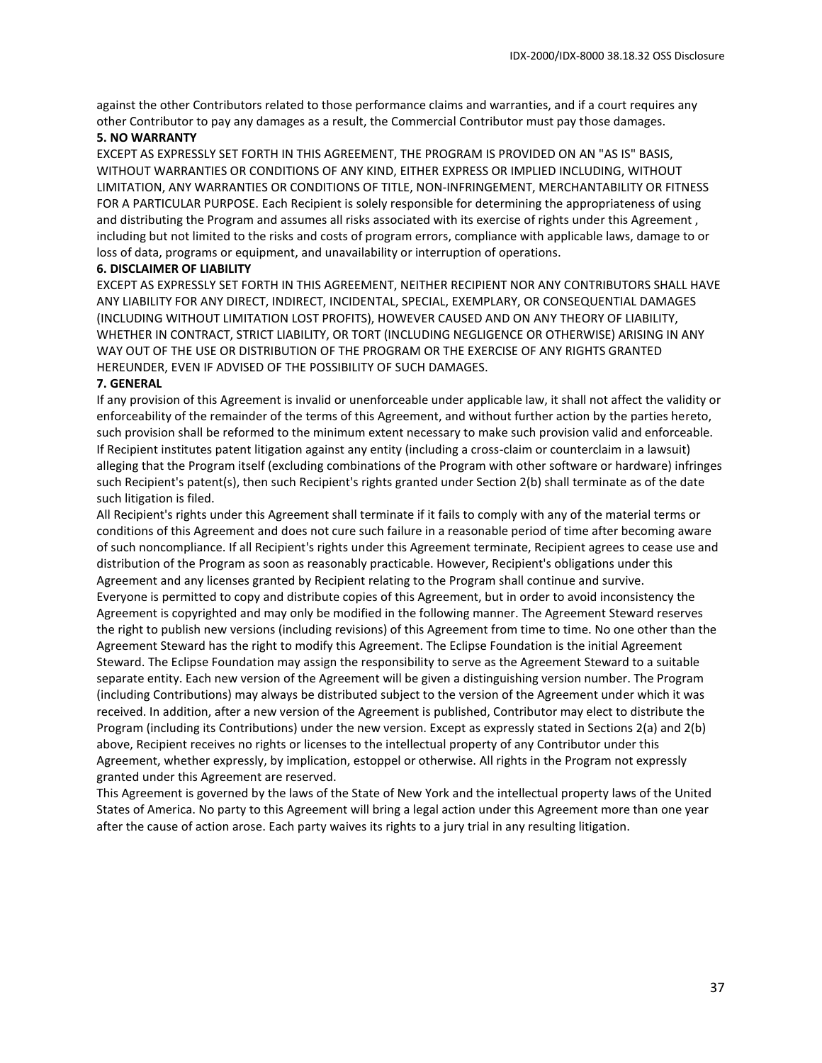against the other Contributors related to those performance claims and warranties, and if a court requires any other Contributor to pay any damages as a result, the Commercial Contributor must pay those damages.

**5. NO WARRANTY**

EXCEPT AS EXPRESSLY SET FORTH IN THIS AGREEMENT, THE PROGRAM IS PROVIDED ON AN "AS IS" BASIS, WITHOUT WARRANTIES OR CONDITIONS OF ANY KIND, EITHER EXPRESS OR IMPLIED INCLUDING, WITHOUT LIMITATION, ANY WARRANTIES OR CONDITIONS OF TITLE, NON-INFRINGEMENT, MERCHANTABILITY OR FITNESS FOR A PARTICULAR PURPOSE. Each Recipient is solely responsible for determining the appropriateness of using and distributing the Program and assumes all risks associated with its exercise of rights under this Agreement , including but not limited to the risks and costs of program errors, compliance with applicable laws, damage to or loss of data, programs or equipment, and unavailability or interruption of operations.

**6. DISCLAIMER OF LIABILITY**

EXCEPT AS EXPRESSLY SET FORTH IN THIS AGREEMENT, NEITHER RECIPIENT NOR ANY CONTRIBUTORS SHALL HAVE ANY LIABILITY FOR ANY DIRECT, INDIRECT, INCIDENTAL, SPECIAL, EXEMPLARY, OR CONSEQUENTIAL DAMAGES (INCLUDING WITHOUT LIMITATION LOST PROFITS), HOWEVER CAUSED AND ON ANY THEORY OF LIABILITY, WHETHER IN CONTRACT, STRICT LIABILITY, OR TORT (INCLUDING NEGLIGENCE OR OTHERWISE) ARISING IN ANY WAY OUT OF THE USE OR DISTRIBUTION OF THE PROGRAM OR THE EXERCISE OF ANY RIGHTS GRANTED HEREUNDER, EVEN IF ADVISED OF THE POSSIBILITY OF SUCH DAMAGES.

**7. GENERAL**

If any provision of this Agreement is invalid or unenforceable under applicable law, it shall not affect the validity or enforceability of the remainder of the terms of this Agreement, and without further action by the parties hereto, such provision shall be reformed to the minimum extent necessary to make such provision valid and enforceable.

If Recipient institutes patent litigation against any entity (including a cross-claim or counterclaim in a lawsuit) alleging that the Program itself (excluding combinations of the Program with other software or hardware) infringes such Recipient's patent(s), then such Recipient's rights granted under Section 2(b) shall terminate as of the date such litigation is filed.

All Recipient's rights under this Agreement shall terminate if it fails to comply with any of the material terms or conditions of this Agreement and does not cure such failure in a reasonable period of time after becoming aware of such noncompliance. If all Recipient's rights under this Agreement terminate, Recipient agrees to cease use and distribution of the Program as soon as reasonably practicable. However, Recipient's obligations under this Agreement and any licenses granted by Recipient relating to the Program shall continue and survive.

Everyone is permitted to copy and distribute copies of this Agreement, but in order to avoid inconsistency the Agreement is copyrighted and may only be modified in the following manner. The Agreement Steward reserves the right to publish new versions (including revisions) of this Agreement from time to time. No one other than the Agreement Steward has the right to modify this Agreement. The Eclipse Foundation is the initial Agreement Steward. The Eclipse Foundation may assign the responsibility to serve as the Agreement Steward to a suitable separate entity. Each new version of the Agreement will be given a distinguishing version number. The Program (including Contributions) may always be distributed subject to the version of the Agreement under which it was received. In addition, after a new version of the Agreement is published, Contributor may elect to distribute the Program (including its Contributions) under the new version. Except as expressly stated in Sections 2(a) and 2(b) above, Recipient receives no rights or licenses to the intellectual property of any Contributor under this Agreement, whether expressly, by implication, estoppel or otherwise. All rights in the Program not expressly granted under this Agreement are reserved.

This Agreement is governed by the laws of the State of New York and the intellectual property laws of the United States of America. No party to this Agreement will bring a legal action under this Agreement more than one year after the cause of action arose. Each party waives its rights to a jury trial in any resulting litigation.